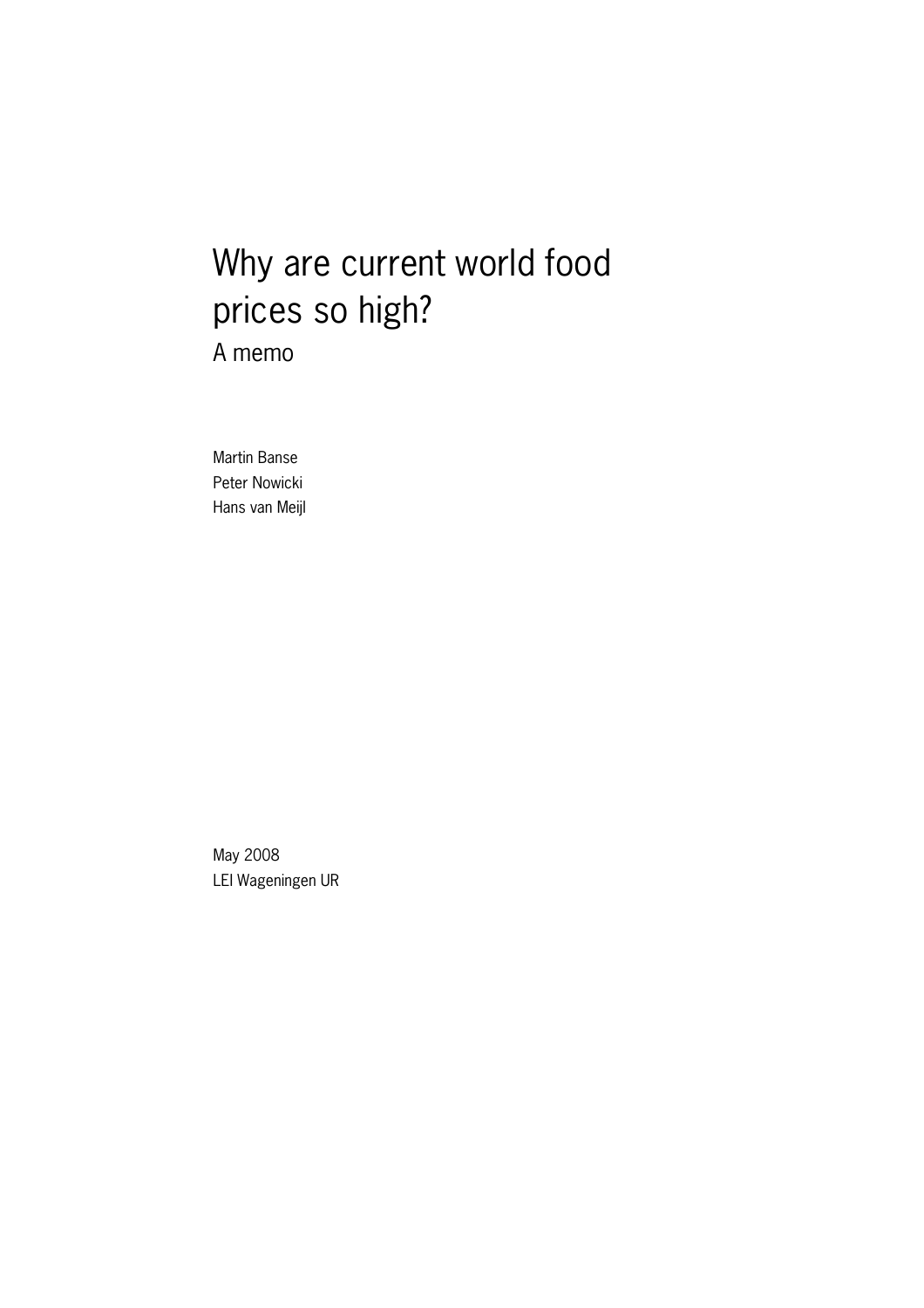# Why are current world food prices so high?

## A memo

Martin Banse
Peter Nowicki
Hans van Meijl

May 2008
LEI Wageningen UR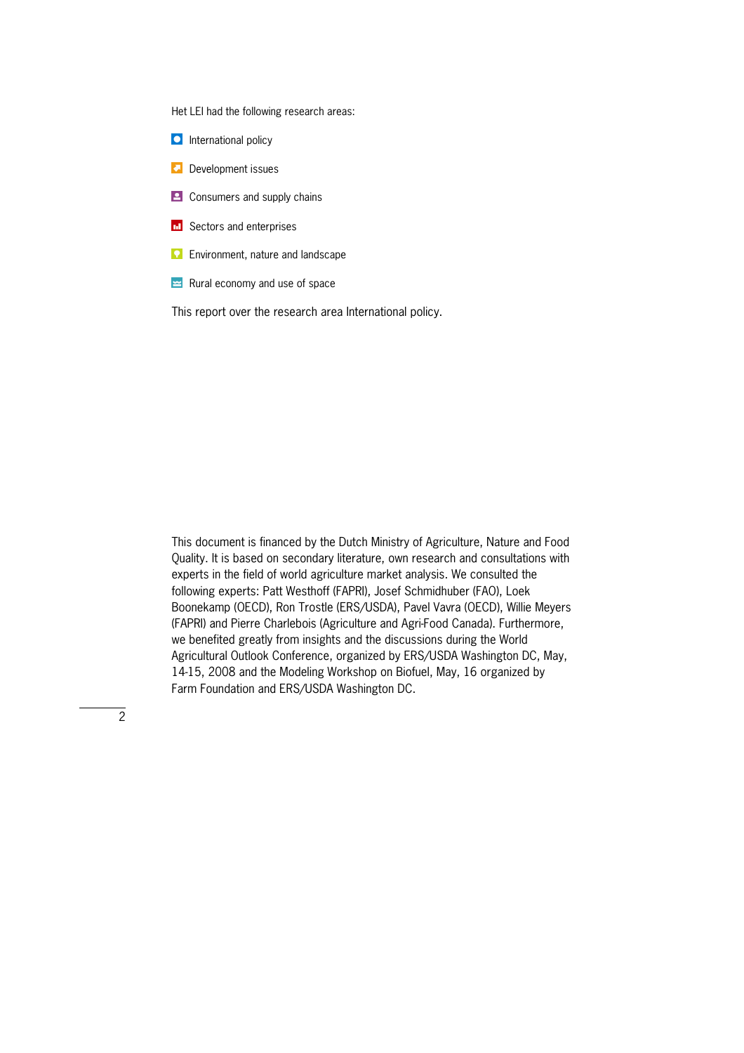Het LEI had the following research areas:

- International policy
- Development issues
- Consumers and supply chains
- Sectors and enterprises
- Environment, nature and landscape
- Rural economy and use of space

This report over the research area International policy.

This document is financed by the Dutch Ministry of Agriculture, Nature and Food Quality. It is based on secondary literature, own research and consultations with experts in the field of world agriculture market analysis. We consulted the following experts: Patt Westhoff (FAPRI), Josef Schmidhuber (FAO), Loek Boonekamp (OECD), Ron Trostle (ERS/USDA), Pavel Vavra (OECD), Willie Meyers (FAPRI) and Pierre Charlebois (Agriculture and Agri-Food Canada). Furthermore, we benefited greatly from insights and the discussions during the World Agricultural Outlook Conference, organized by ERS/USDA Washington DC, May, 14-15, 2008 and the Modeling Workshop on Biofuel, May, 16 organized by Farm Foundation and ERS/USDA Washington DC.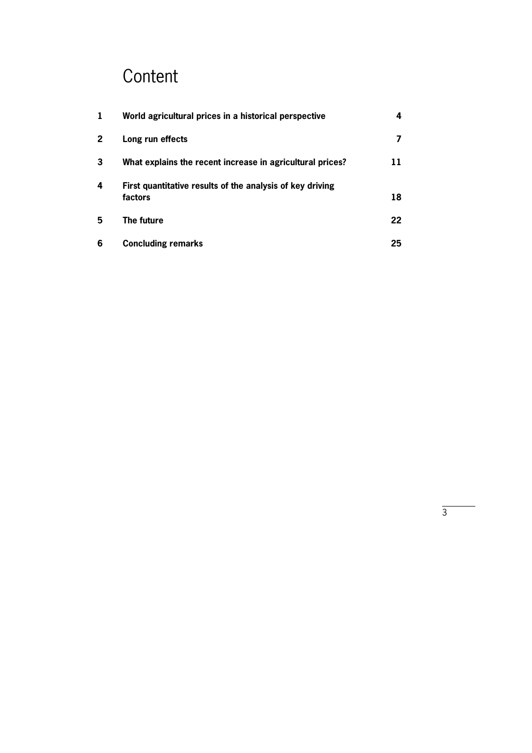# Content

| | | |
|---|---|---|
| **1** | **World agricultural prices in a historical perspective** | **4** |
| **2** | **Long run effects** | **7** |
| **3** | **What explains the recent increase in agricultural prices?** | **11** |
| **4** | **First quantitative results of the analysis of key driving factors** | **18** |
| **5** | **The future** | **22** |
| **6** | **Concluding remarks** | **25** |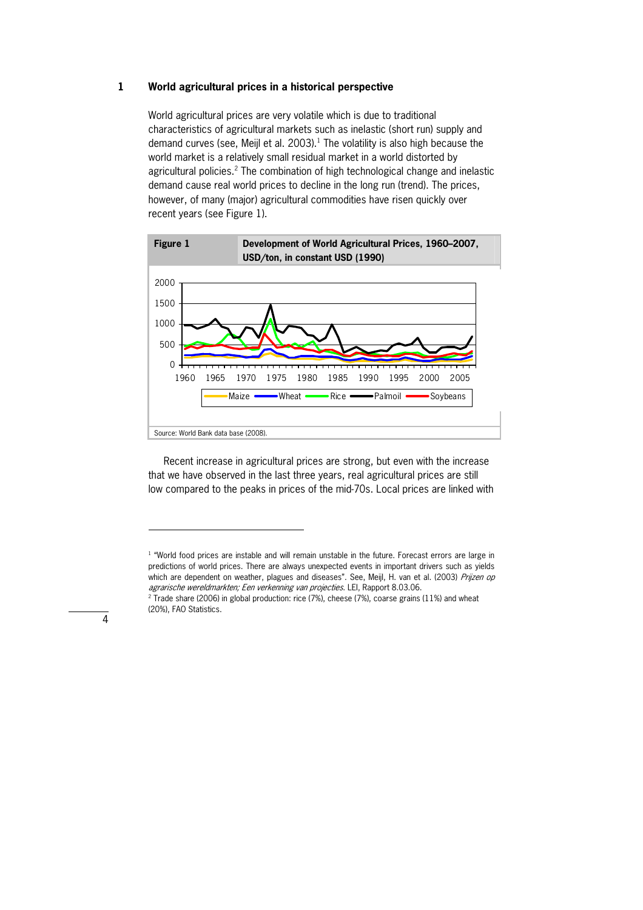# 1 World agricultural prices in a historical perspective

World agricultural prices are very volatile which is due to traditional characteristics of agricultural markets such as inelastic (short run) supply and demand curves (see, Meijl et al. 2003).[1] The volatility is also high because the world market is a relatively small residual market in a world distorted by agricultural policies.[2] The combination of high technological change and inelastic demand cause real world prices to decline in the long run (trend). The prices, however, of many (major) agricultural commodities have risen quickly over recent years (see Figure 1).

**Figure 1** **Development of World Agricultural Prices, 1960–2007, USD/ton, in constant USD (1990)**

Source: World Bank data base (2008).

Recent increase in agricultural prices are strong, but even with the increase that we have observed in the last three years, real agricultural prices are still low compared to the peaks in prices of the mid-70s. Local prices are linked with

---

[1] "World food prices are instable and will remain unstable in the future. Forecast errors are large in predictions of world prices. There are always unexpected events in important drivers such as yields which are dependent on weather, plagues and diseases". See, Meijl, H. van et al. (2003) *Prijzen op agrarische wereldmarkten; Een verkenning van projecties*. LEI, Rapport 8.03.06.

[2] Trade share (2006) in global production: rice (7%), cheese (7%), coarse grains (11%) and wheat (20%), FAO Statistics.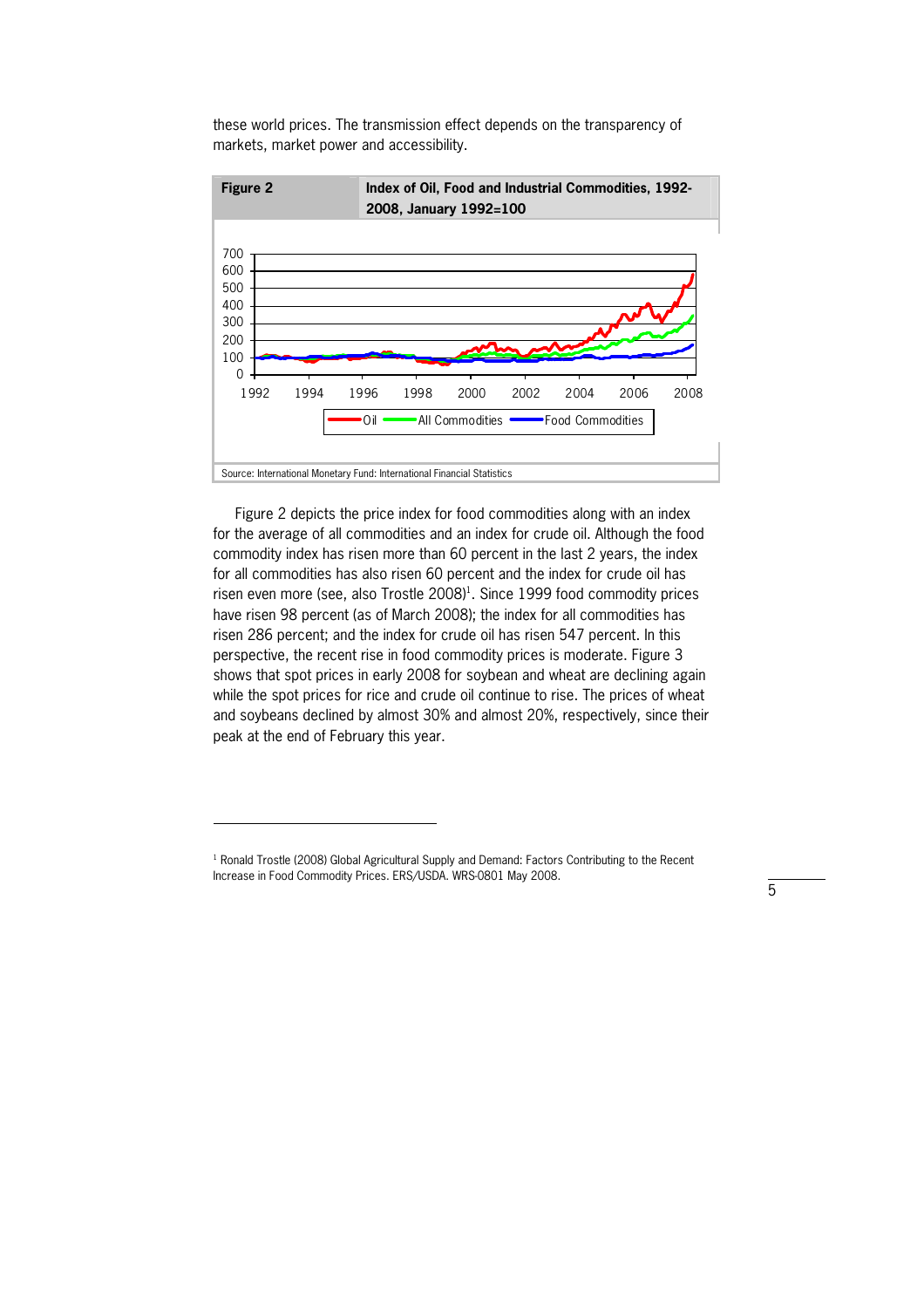these world prices. The transmission effect depends on the transparency of markets, market power and accessibility.

**Figure 2** **Index of Oil, Food and Industrial Commodities, 1992-2008, January 1992=100**

Source: International Monetary Fund: International Financial Statistics

Figure 2 depicts the price index for food commodities along with an index for the average of all commodities and an index for crude oil. Although the food commodity index has risen more than 60 percent in the last 2 years, the index for all commodities has also risen 60 percent and the index for crude oil has risen even more (see, also Trostle 2008)[1]. Since 1999 food commodity prices have risen 98 percent (as of March 2008); the index for all commodities has risen 286 percent; and the index for crude oil has risen 547 percent. In this perspective, the recent rise in food commodity prices is moderate. Figure 3 shows that spot prices in early 2008 for soybean and wheat are declining again while the spot prices for rice and crude oil continue to rise. The prices of wheat and soybeans declined by almost 30% and almost 20%, respectively, since their peak at the end of February this year.

---

[1] Ronald Trostle (2008) Global Agricultural Supply and Demand: Factors Contributing to the Recent Increase in Food Commodity Prices. ERS/USDA. WRS-0801 May 2008.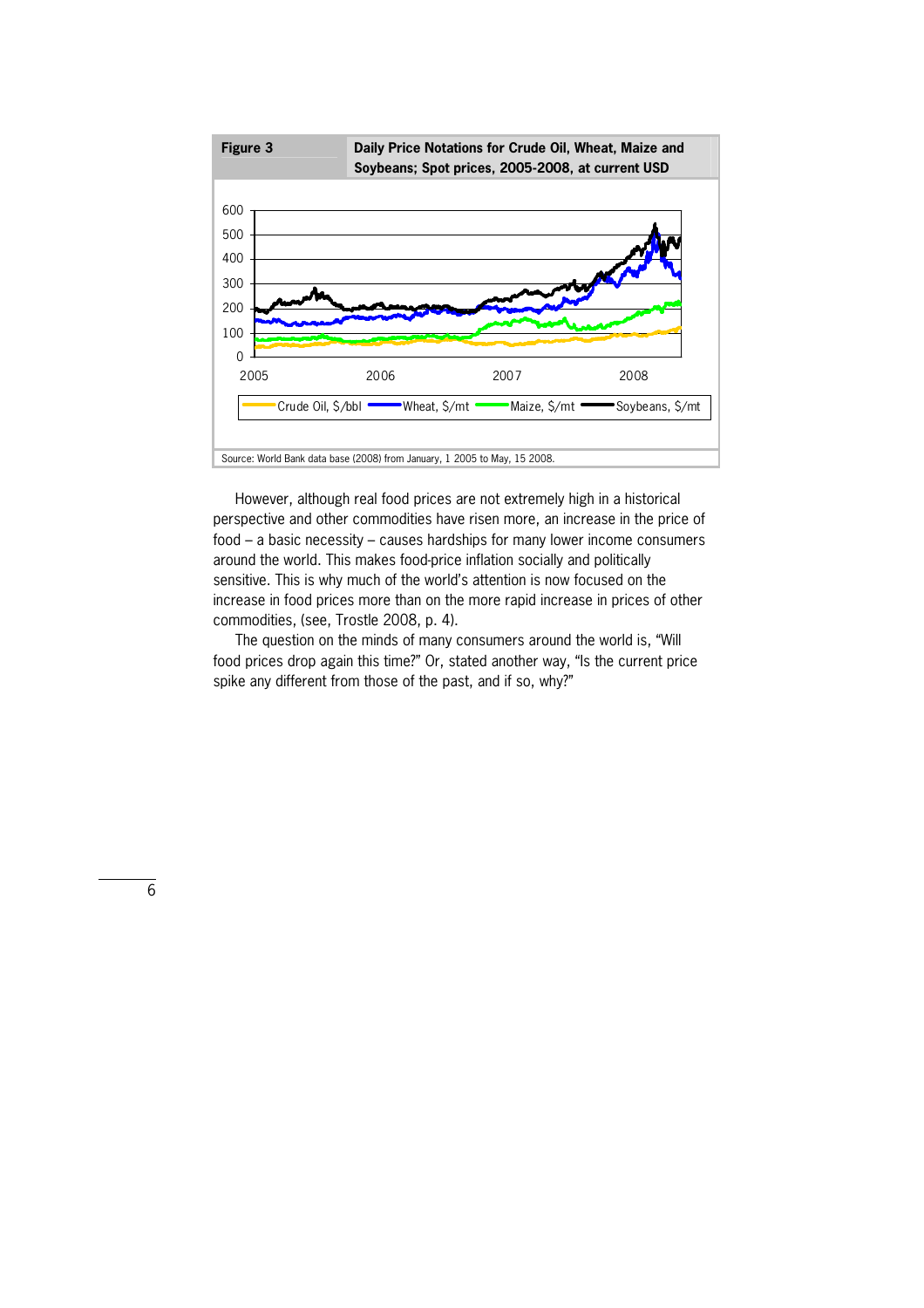**Figure 3** **Daily Price Notations for Crude Oil, Wheat, Maize and Soybeans; Spot prices, 2005-2008, at current USD**

Source: World Bank data base (2008) from January, 1 2005 to May, 15 2008.

However, although real food prices are not extremely high in a historical perspective and other commodities have risen more, an increase in the price of food – a basic necessity – causes hardships for many lower income consumers around the world. This makes food-price inflation socially and politically sensitive. This is why much of the world's attention is now focused on the increase in food prices more than on the more rapid increase in prices of other commodities, (see, Trostle 2008, p. 4).

The question on the minds of many consumers around the world is, "Will food prices drop again this time?" Or, stated another way, "Is the current price spike any different from those of the past, and if so, why?"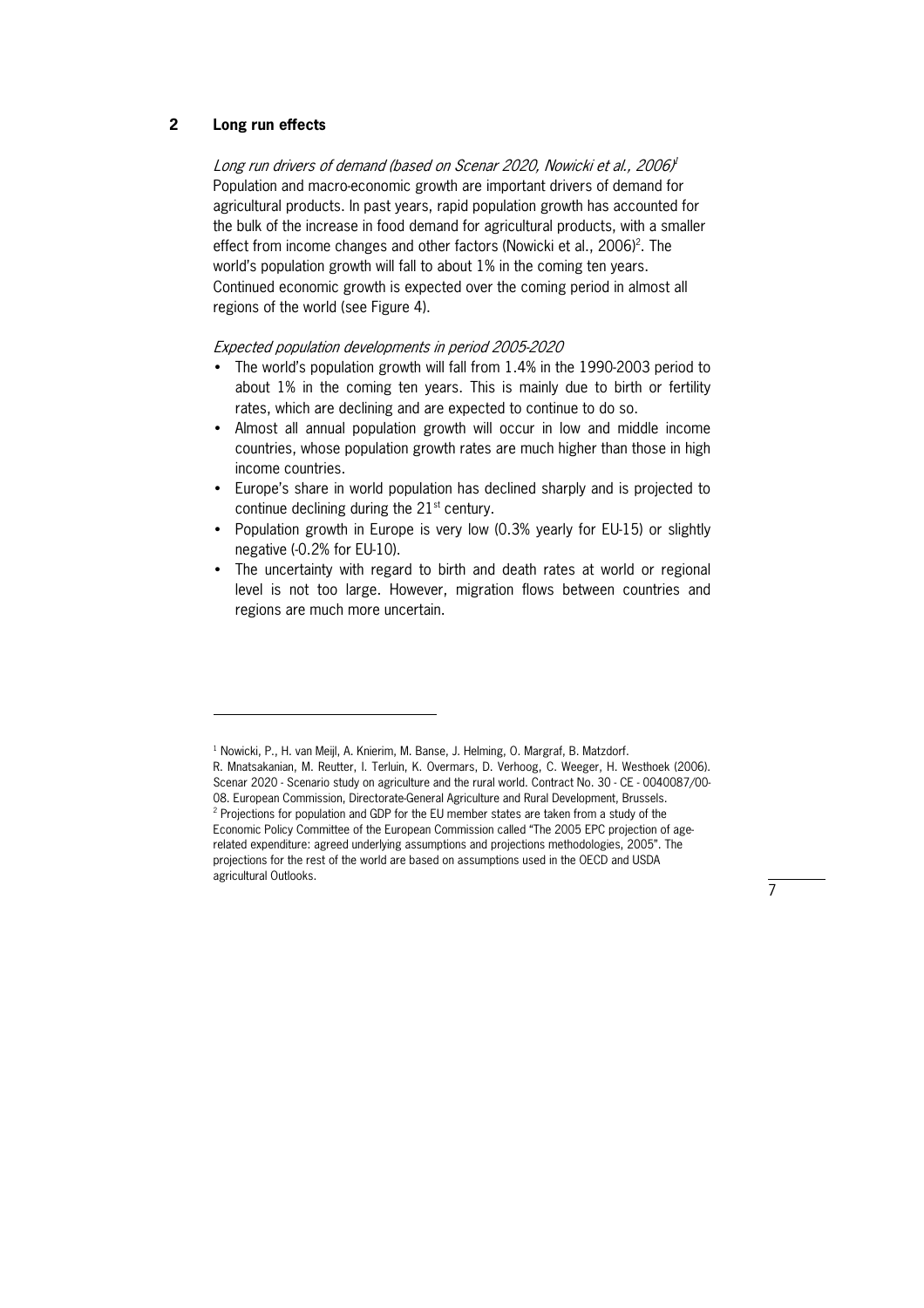## 2 Long run effects

*Long run drivers of demand (based on Scenar 2020, Nowicki et al., 2006)*[1]

Population and macro-economic growth are important drivers of demand for agricultural products. In past years, rapid population growth has accounted for the bulk of the increase in food demand for agricultural products, with a smaller effect from income changes and other factors (Nowicki et al., 2006)[2]. The world's population growth will fall to about 1% in the coming ten years. Continued economic growth is expected over the coming period in almost all regions of the world (see Figure 4).

*Expected population developments in period 2005-2020*

- The world's population growth will fall from 1.4% in the 1990-2003 period to about 1% in the coming ten years. This is mainly due to birth or fertility rates, which are declining and are expected to continue to do so.
- Almost all annual population growth will occur in low and middle income countries, whose population growth rates are much higher than those in high income countries.
- Europe's share in world population has declined sharply and is projected to continue declining during the 21st century.
- Population growth in Europe is very low (0.3% yearly for EU-15) or slightly negative (-0.2% for EU-10).
- The uncertainty with regard to birth and death rates at world or regional level is not too large. However, migration flows between countries and regions are much more uncertain.

---

[1] Nowicki, P., H. van Meijl, A. Knierim, M. Banse, J. Helming, O. Margraf, B. Matzdorf. R. Mnatsakanian, M. Reutter, I. Terluin, K. Overmars, D. Verhoog, C. Weeger, H. Westhoek (2006). Scenar 2020 - Scenario study on agriculture and the rural world. Contract No. 30 - CE - 0040087/00-08. European Commission, Directorate-General Agriculture and Rural Development, Brussels.

[2] Projections for population and GDP for the EU member states are taken from a study of the Economic Policy Committee of the European Commission called "The 2005 EPC projection of age-related expenditure: agreed underlying assumptions and projections methodologies, 2005". The projections for the rest of the world are based on assumptions used in the OECD and USDA agricultural Outlooks.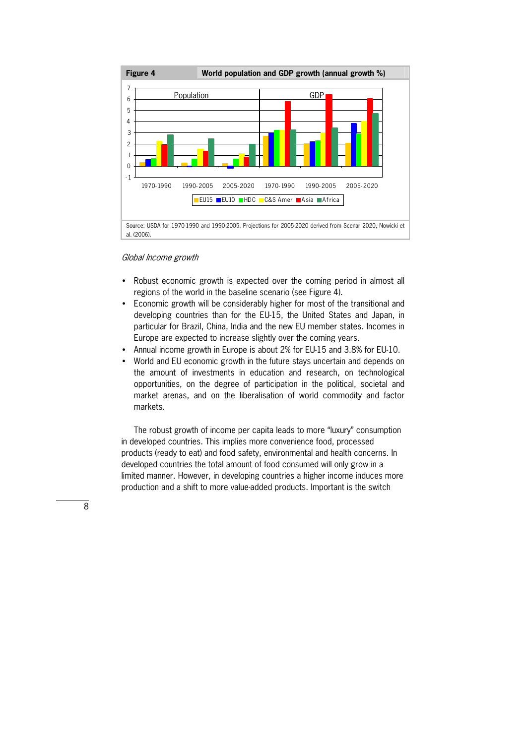**Figure 4** **World population and GDP growth (annual growth %)**

Source: USDA for 1970-1990 and 1990-2005. Projections for 2005-2020 derived from Scenar 2020, Nowicki et al. (2006).

*Global Income growth*

- Robust economic growth is expected over the coming period in almost all regions of the world in the baseline scenario (see Figure 4).
- Economic growth will be considerably higher for most of the transitional and developing countries than for the EU-15, the United States and Japan, in particular for Brazil, China, India and the new EU member states. Incomes in Europe are expected to increase slightly over the coming years.
- Annual income growth in Europe is about 2% for EU-15 and 3.8% for EU-10.
- World and EU economic growth in the future stays uncertain and depends on the amount of investments in education and research, on technological opportunities, on the degree of participation in the political, societal and market arenas, and on the liberalisation of world commodity and factor markets.

The robust growth of income per capita leads to more "luxury" consumption in developed countries. This implies more convenience food, processed products (ready to eat) and food safety, environmental and health concerns. In developed countries the total amount of food consumed will only grow in a limited manner. However, in developing countries a higher income induces more production and a shift to more value-added products. Important is the switch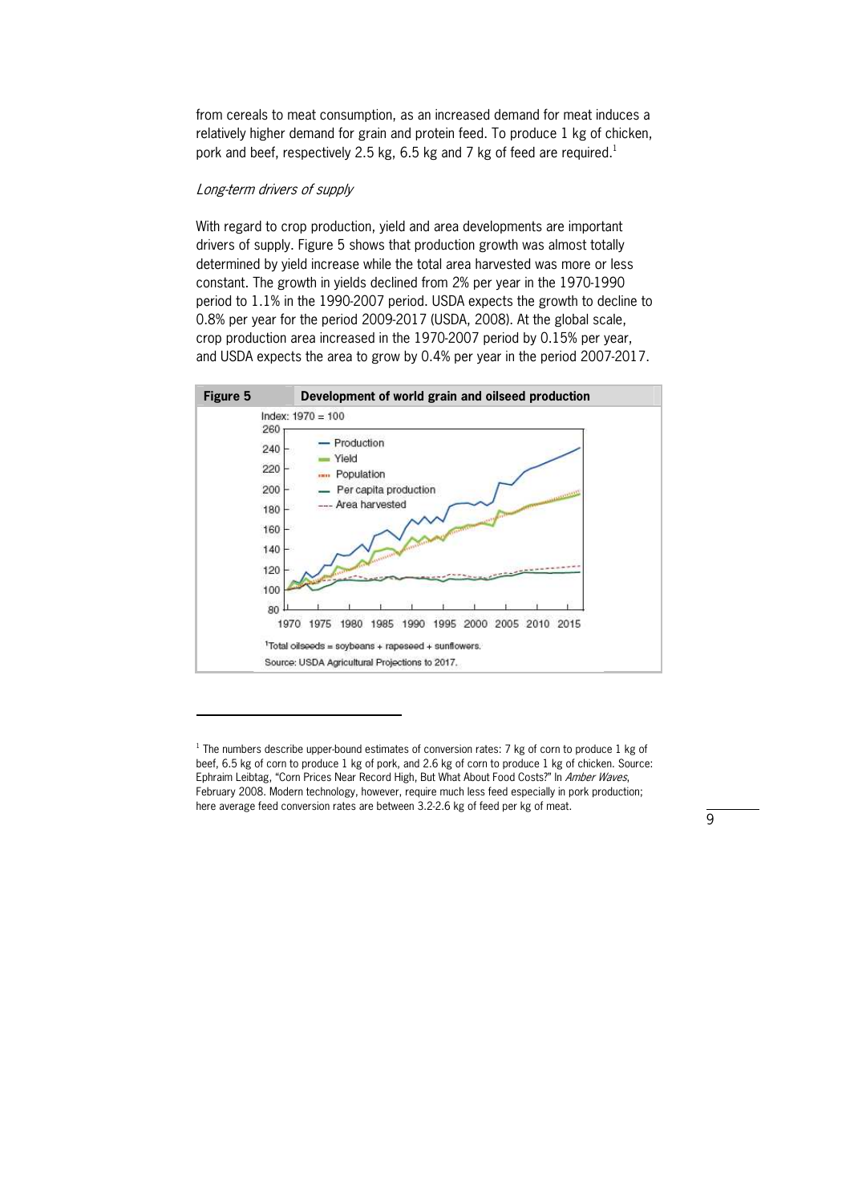from cereals to meat consumption, as an increased demand for meat induces a relatively higher demand for grain and protein feed. To produce 1 kg of chicken, pork and beef, respectively 2.5 kg, 6.5 kg and 7 kg of feed are required.[1]

*Long-term drivers of supply*

With regard to crop production, yield and area developments are important drivers of supply. Figure 5 shows that production growth was almost totally determined by yield increase while the total area harvested was more or less constant. The growth in yields declined from 2% per year in the 1970-1990 period to 1.1% in the 1990-2007 period. USDA expects the growth to decline to 0.8% per year for the period 2009-2017 (USDA, 2008). At the global scale, crop production area increased in the 1970-2007 period by 0.15% per year, and USDA expects the area to grow by 0.4% per year in the period 2007-2017.

**Figure 5** **Development of world grain and oilseed production**

Index: 1970 = 100

Production; Yield; Population; Per capita production; Area harvested

1970 1975 1980 1985 1990 1995 2000 2005 2010 2015

[1]Total oilseeds = soybeans + rapeseed + sunflowers.

Source: USDA Agricultural Projections to 2017.

---

[1] The numbers describe upper-bound estimates of conversion rates: 7 kg of corn to produce 1 kg of beef, 6.5 kg of corn to produce 1 kg of pork, and 2.6 kg of corn to produce 1 kg of chicken. Source: Ephraim Leibtag, "Corn Prices Near Record High, But What About Food Costs?" In *Amber Waves*, February 2008. Modern technology, however, require much less feed especially in pork production; here average feed conversion rates are between 3.2-2.6 kg of feed per kg of meat.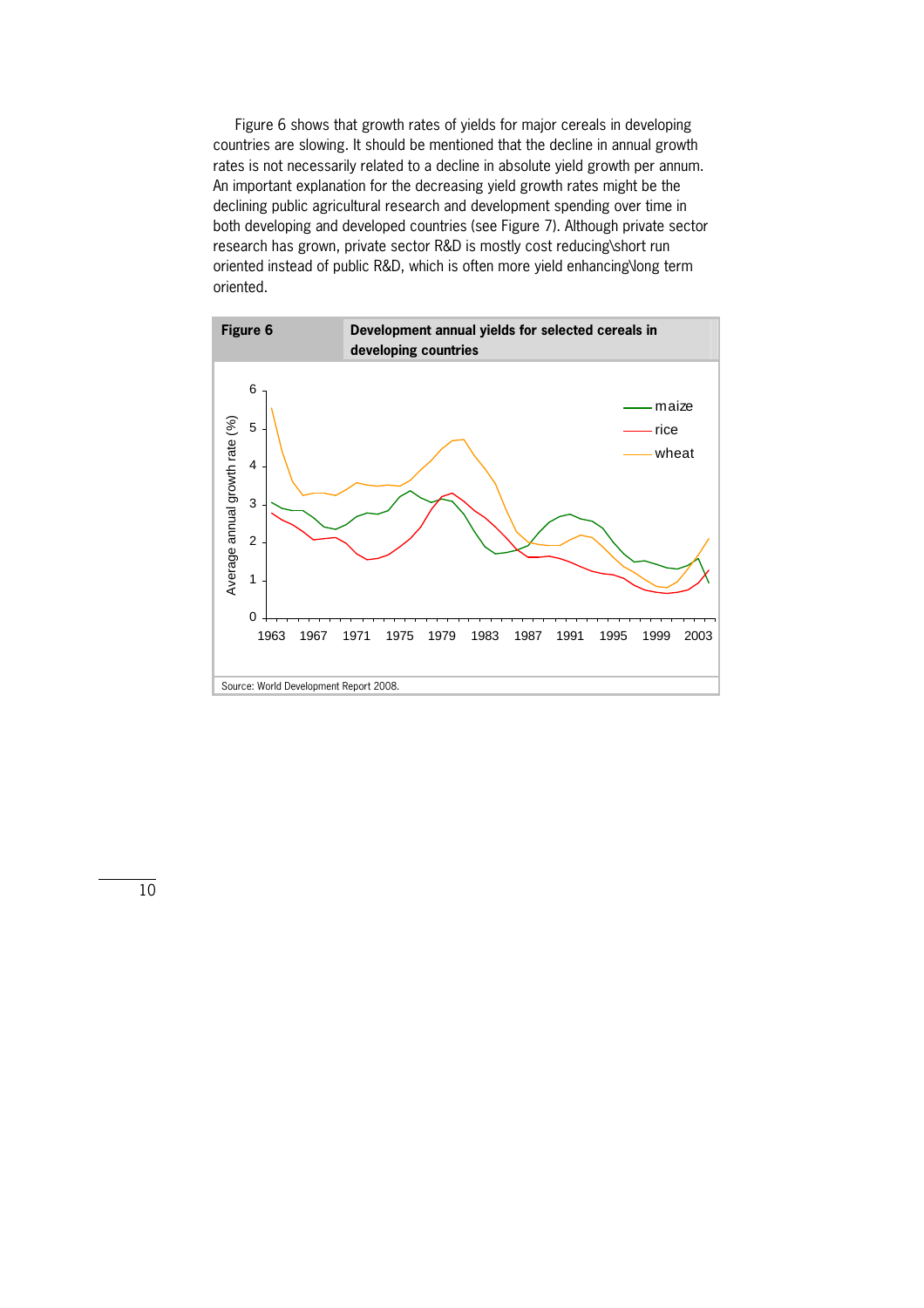Figure 6 shows that growth rates of yields for major cereals in developing countries are slowing. It should be mentioned that the decline in annual growth rates is not necessarily related to a decline in absolute yield growth per annum. An important explanation for the decreasing yield growth rates might be the declining public agricultural research and development spending over time in both developing and developed countries (see Figure 7). Although private sector research has grown, private sector R&D is mostly cost reducing\short run oriented instead of public R&D, which is often more yield enhancing\long term oriented.

**Figure 6** **Development annual yields for selected cereals in developing countries**

Source: World Development Report 2008.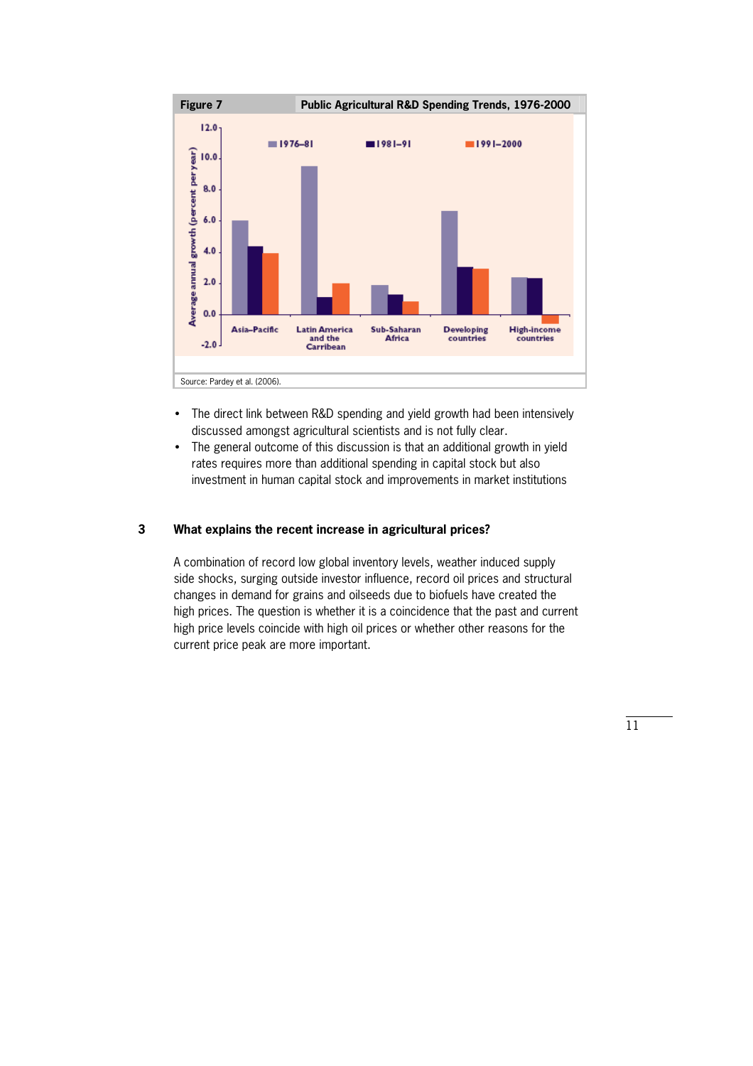**Figure 7** Public Agricultural R&D Spending Trends, 1976-2000

Source: Pardey et al. (2006).

- The direct link between R&D spending and yield growth had been intensively discussed amongst agricultural scientists and is not fully clear.
- The general outcome of this discussion is that an additional growth in yield rates requires more than additional spending in capital stock but also investment in human capital stock and improvements in market institutions

## 3 What explains the recent increase in agricultural prices?

A combination of record low global inventory levels, weather induced supply side shocks, surging outside investor influence, record oil prices and structural changes in demand for grains and oilseeds due to biofuels have created the high prices. The question is whether it is a coincidence that the past and current high price levels coincide with high oil prices or whether other reasons for the current price peak are more important.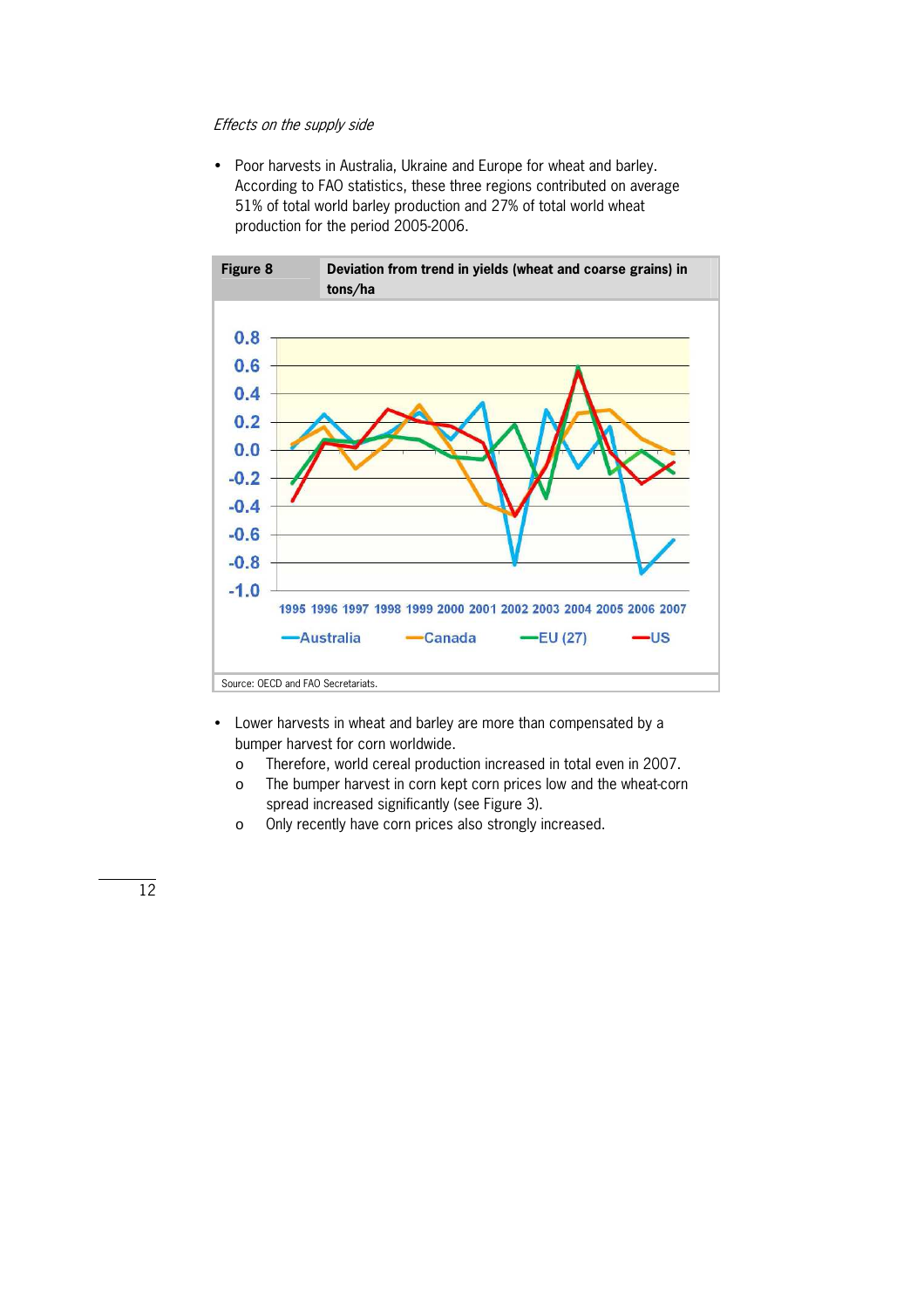*Effects on the supply side*

- Poor harvests in Australia, Ukraine and Europe for wheat and barley. According to FAO statistics, these three regions contributed on average 51% of total world barley production and 27% of total world wheat production for the period 2005-2006.

**Figure 8** **Deviation from trend in yields (wheat and coarse grains) in tons/ha**

Source: OECD and FAO Secretariats.

- Lower harvests in wheat and barley are more than compensated by a bumper harvest for corn worldwide.
  - o Therefore, world cereal production increased in total even in 2007.
  - o The bumper harvest in corn kept corn prices low and the wheat-corn spread increased significantly (see Figure 3).
  - o Only recently have corn prices also strongly increased.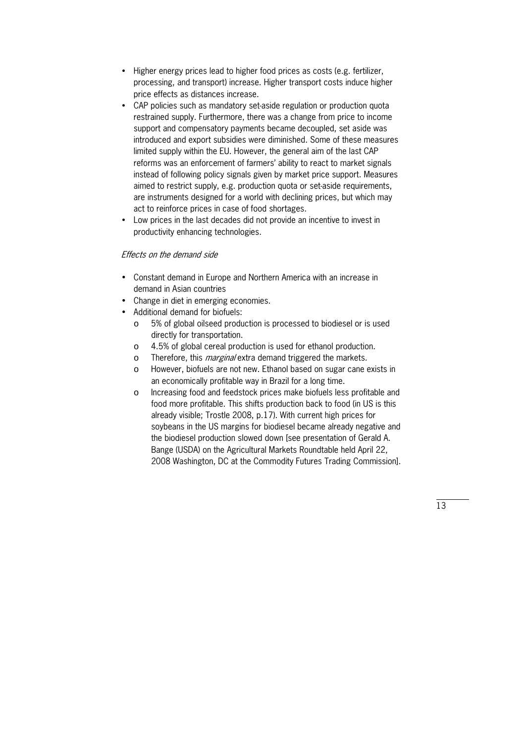- Higher energy prices lead to higher food prices as costs (e.g. fertilizer, processing, and transport) increase. Higher transport costs induce higher price effects as distances increase.
- CAP policies such as mandatory set-aside regulation or production quota restrained supply. Furthermore, there was a change from price to income support and compensatory payments became decoupled, set aside was introduced and export subsidies were diminished. Some of these measures limited supply within the EU. However, the general aim of the last CAP reforms was an enforcement of farmers' ability to react to market signals instead of following policy signals given by market price support. Measures aimed to restrict supply, e.g. production quota or set-aside requirements, are instruments designed for a world with declining prices, but which may act to reinforce prices in case of food shortages.
- Low prices in the last decades did not provide an incentive to invest in productivity enhancing technologies.

*Effects on the demand side*

- Constant demand in Europe and Northern America with an increase in demand in Asian countries
- Change in diet in emerging economies.
- Additional demand for biofuels:
  - 5% of global oilseed production is processed to biodiesel or is used directly for transportation.
  - 4.5% of global cereal production is used for ethanol production.
  - Therefore, this *marginal* extra demand triggered the markets.
  - However, biofuels are not new. Ethanol based on sugar cane exists in an economically profitable way in Brazil for a long time.
  - Increasing food and feedstock prices make biofuels less profitable and food more profitable. This shifts production back to food (in US is this already visible; Trostle 2008, p.17). With current high prices for soybeans in the US margins for biodiesel became already negative and the biodiesel production slowed down [see presentation of Gerald A. Bange (USDA) on the Agricultural Markets Roundtable held April 22, 2008 Washington, DC at the Commodity Futures Trading Commission].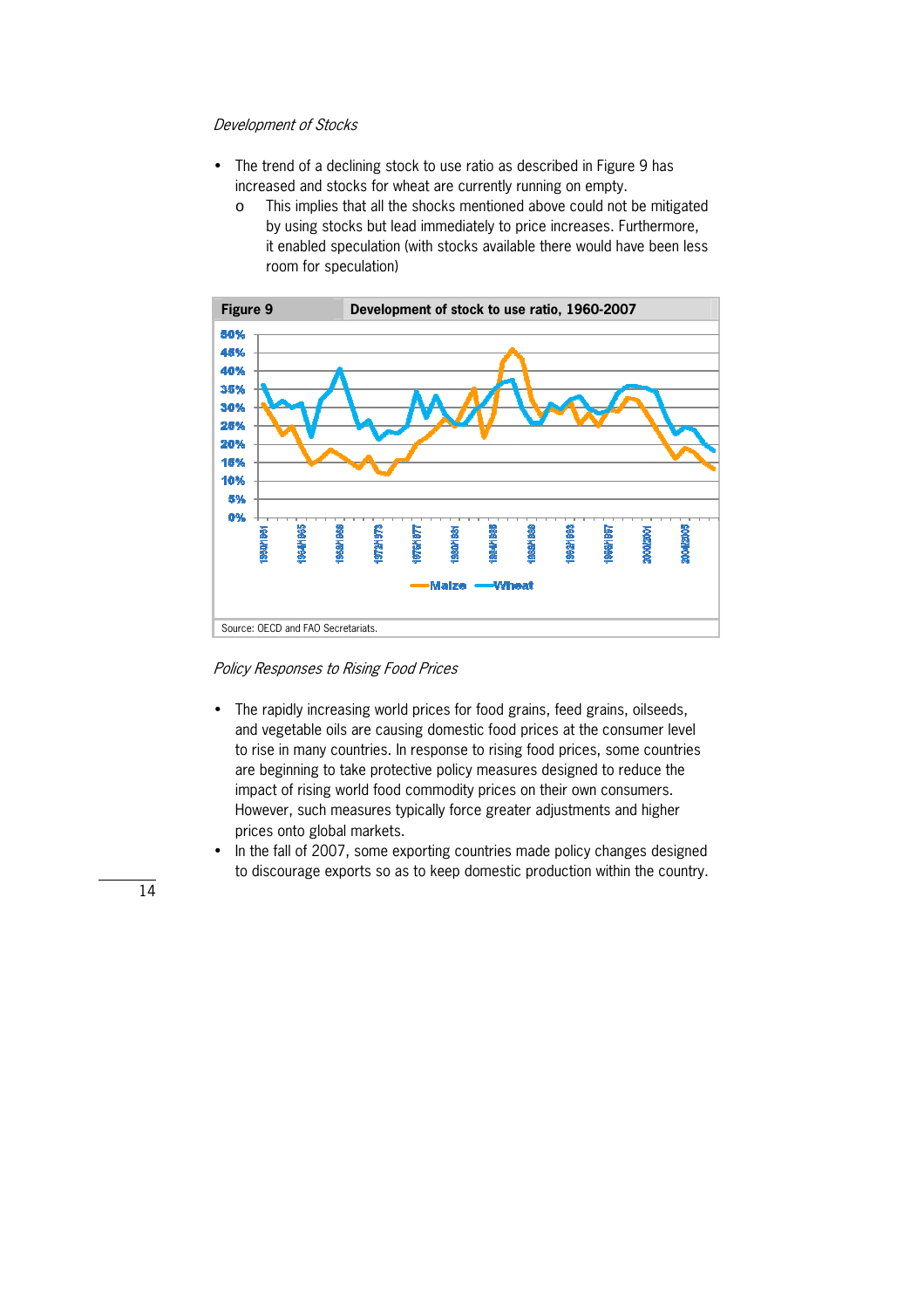*Development of Stocks*

- The trend of a declining stock to use ratio as described in Figure 9 has increased and stocks for wheat are currently running on empty.
    - o This implies that all the shocks mentioned above could not be mitigated by using stocks but lead immediately to price increases. Furthermore, it enabled speculation (with stocks available there would have been less room for speculation)

**Figure 9** **Development of stock to use ratio, 1960-2007**

Source: OECD and FAO Secretariats.

*Policy Responses to Rising Food Prices*

- The rapidly increasing world prices for food grains, feed grains, oilseeds, and vegetable oils are causing domestic food prices at the consumer level to rise in many countries. In response to rising food prices, some countries are beginning to take protective policy measures designed to reduce the impact of rising world food commodity prices on their own consumers. However, such measures typically force greater adjustments and higher prices onto global markets.
- In the fall of 2007, some exporting countries made policy changes designed to discourage exports so as to keep domestic production within the country.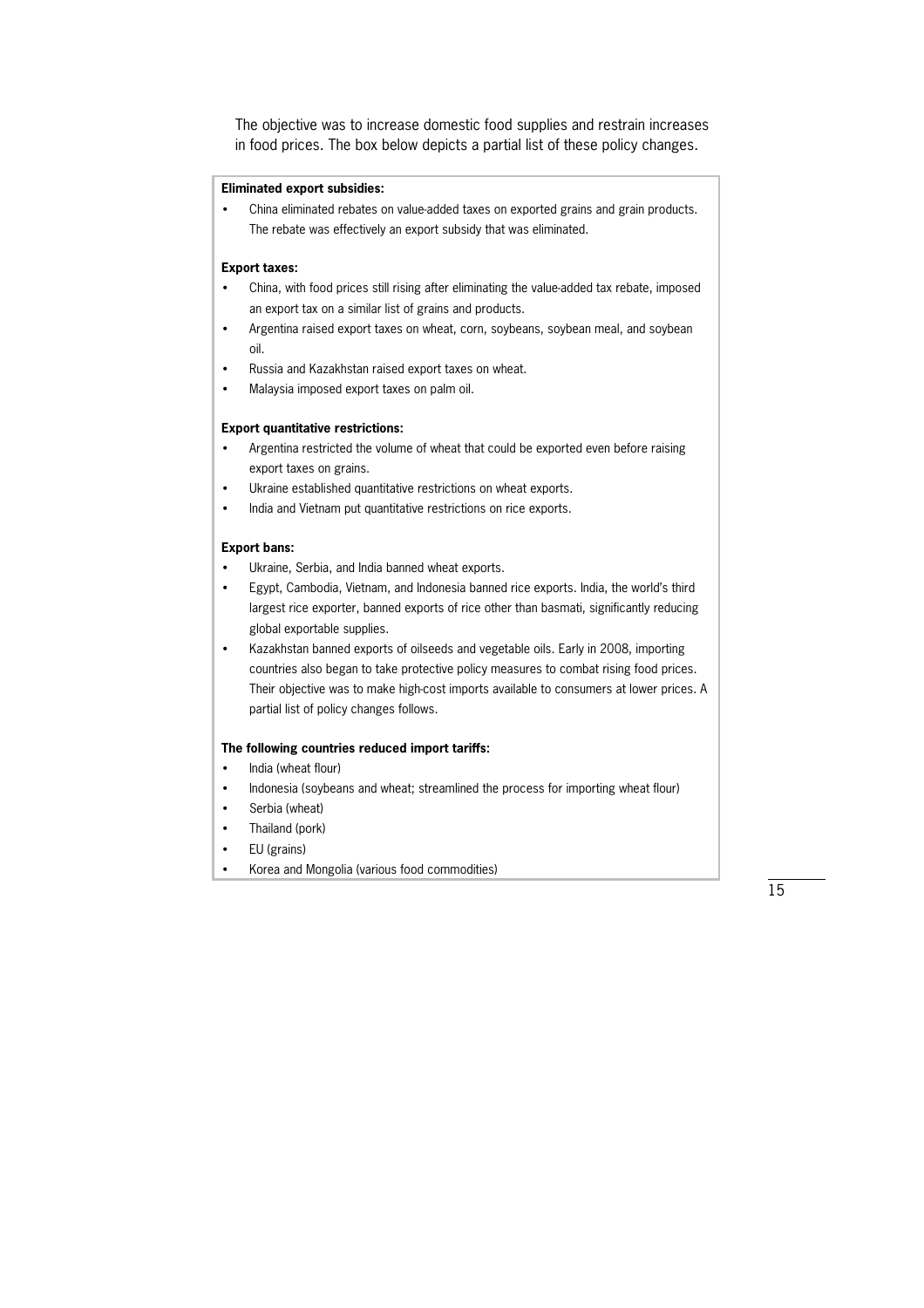The objective was to increase domestic food supplies and restrain increases in food prices. The box below depicts a partial list of these policy changes.

**Eliminated export subsidies:**

- China eliminated rebates on value-added taxes on exported grains and grain products. The rebate was effectively an export subsidy that was eliminated.

**Export taxes:**

- China, with food prices still rising after eliminating the value-added tax rebate, imposed an export tax on a similar list of grains and products.
- Argentina raised export taxes on wheat, corn, soybeans, soybean meal, and soybean oil.
- Russia and Kazakhstan raised export taxes on wheat.
- Malaysia imposed export taxes on palm oil.

**Export quantitative restrictions:**

- Argentina restricted the volume of wheat that could be exported even before raising export taxes on grains.
- Ukraine established quantitative restrictions on wheat exports.
- India and Vietnam put quantitative restrictions on rice exports.

**Export bans:**

- Ukraine, Serbia, and India banned wheat exports.
- Egypt, Cambodia, Vietnam, and Indonesia banned rice exports. India, the world's third largest rice exporter, banned exports of rice other than basmati, significantly reducing global exportable supplies.
- Kazakhstan banned exports of oilseeds and vegetable oils. Early in 2008, importing countries also began to take protective policy measures to combat rising food prices. Their objective was to make high-cost imports available to consumers at lower prices. A partial list of policy changes follows.

**The following countries reduced import tariffs:**

- India (wheat flour)
- Indonesia (soybeans and wheat; streamlined the process for importing wheat flour)
- Serbia (wheat)
- Thailand (pork)
- EU (grains)
- Korea and Mongolia (various food commodities)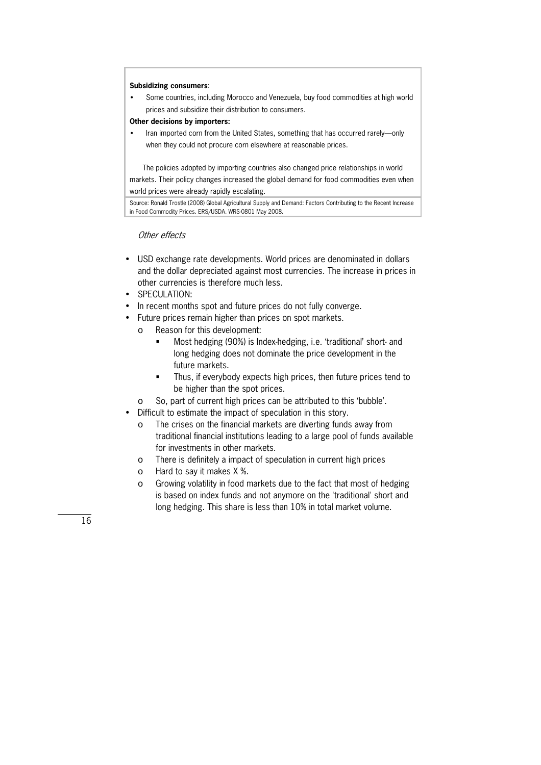**Subsidizing consumers**:

- Some countries, including Morocco and Venezuela, buy food commodities at high world prices and subsidize their distribution to consumers.

**Other decisions by importers:**

- Iran imported corn from the United States, something that has occurred rarely—only when they could not procure corn elsewhere at reasonable prices.

The policies adopted by importing countries also changed price relationships in world markets. Their policy changes increased the global demand for food commodities even when world prices were already rapidly escalating.

Source: Ronald Trostle (2008) Global Agricultural Supply and Demand: Factors Contributing to the Recent Increase in Food Commodity Prices. ERS/USDA. WRS-0801 May 2008.

*Other effects*

- USD exchange rate developments. World prices are denominated in dollars and the dollar depreciated against most currencies. The increase in prices in other currencies is therefore much less.
- SPECULATION:
- In recent months spot and future prices do not fully converge.
- Future prices remain higher than prices on spot markets.
    - Reason for this development:
        - Most hedging (90%) is Index-hedging, i.e. 'traditional' short- and long hedging does not dominate the price development in the future markets.
        - Thus, if everybody expects high prices, then future prices tend to be higher than the spot prices.
    - So, part of current high prices can be attributed to this 'bubble'.
- Difficult to estimate the impact of speculation in this story.
    - The crises on the financial markets are diverting funds away from traditional financial institutions leading to a large pool of funds available for investments in other markets.
    - There is definitely a impact of speculation in current high prices
    - Hard to say it makes X %.
    - Growing volatility in food markets due to the fact that most of hedging is based on index funds and not anymore on the 'traditional' short and long hedging. This share is less than 10% in total market volume.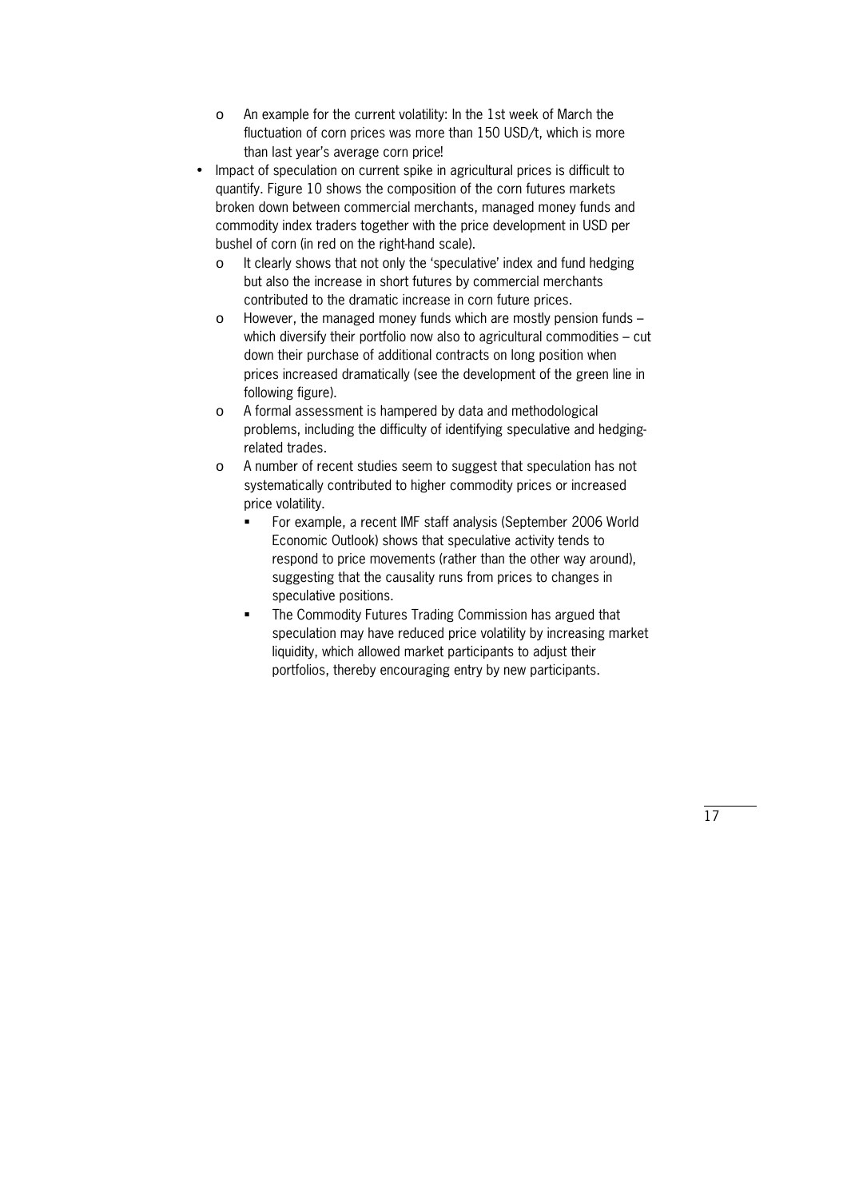- An example for the current volatility: In the 1st week of March the fluctuation of corn prices was more than 150 USD/t, which is more than last year's average corn price!
- Impact of speculation on current spike in agricultural prices is difficult to quantify. Figure 10 shows the composition of the corn futures markets broken down between commercial merchants, managed money funds and commodity index traders together with the price development in USD per bushel of corn (in red on the right-hand scale).
  - It clearly shows that not only the 'speculative' index and fund hedging but also the increase in short futures by commercial merchants contributed to the dramatic increase in corn future prices.
  - However, the managed money funds which are mostly pension funds – which diversify their portfolio now also to agricultural commodities – cut down their purchase of additional contracts on long position when prices increased dramatically (see the development of the green line in following figure).
  - A formal assessment is hampered by data and methodological problems, including the difficulty of identifying speculative and hedging-related trades.
  - A number of recent studies seem to suggest that speculation has not systematically contributed to higher commodity prices or increased price volatility.
    - For example, a recent IMF staff analysis (September 2006 World Economic Outlook) shows that speculative activity tends to respond to price movements (rather than the other way around), suggesting that the causality runs from prices to changes in speculative positions.
    - The Commodity Futures Trading Commission has argued that speculation may have reduced price volatility by increasing market liquidity, which allowed market participants to adjust their portfolios, thereby encouraging entry by new participants.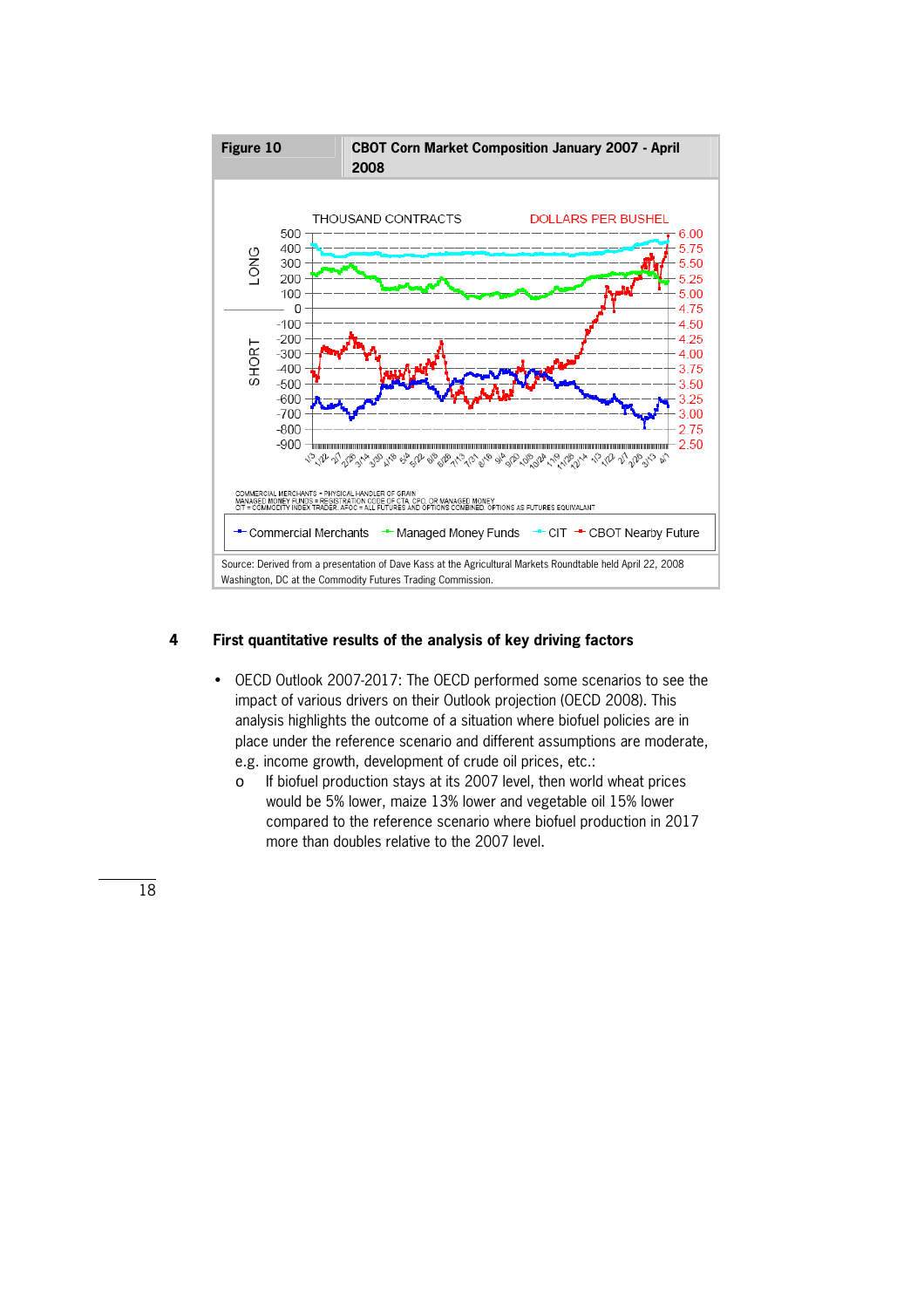**Figure 10** **CBOT Corn Market Composition January 2007 - April 2008**

Source: Derived from a presentation of Dave Kass at the Agricultural Markets Roundtable held April 22, 2008 Washington, DC at the Commodity Futures Trading Commission.

## 4 First quantitative results of the analysis of key driving factors

- OECD Outlook 2007-2017: The OECD performed some scenarios to see the impact of various drivers on their Outlook projection (OECD 2008). This analysis highlights the outcome of a situation where biofuel policies are in place under the reference scenario and different assumptions are moderate, e.g. income growth, development of crude oil prices, etc.:
  - If biofuel production stays at its 2007 level, then world wheat prices would be 5% lower, maize 13% lower and vegetable oil 15% lower compared to the reference scenario where biofuel production in 2017 more than doubles relative to the 2007 level.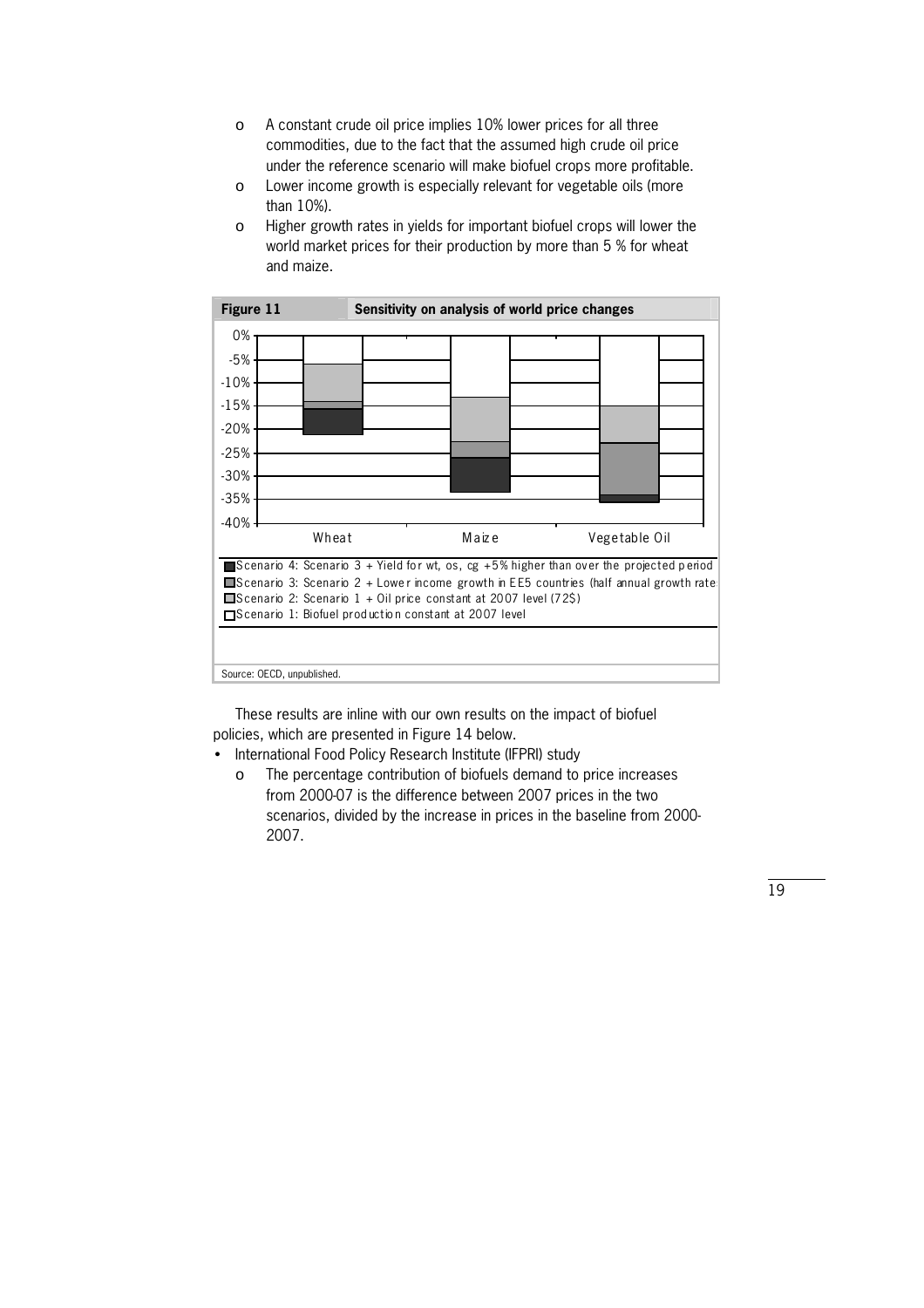- A constant crude oil price implies 10% lower prices for all three commodities, due to the fact that the assumed high crude oil price under the reference scenario will make biofuel crops more profitable.
- Lower income growth is especially relevant for vegetable oils (more than 10%).
- Higher growth rates in yields for important biofuel crops will lower the world market prices for their production by more than 5 % for wheat and maize.

**Figure 11** **Sensitivity on analysis of world price changes**

- Scenario 4: Scenario 3 + Yield for wt, os, cg +5% higher than over the projected period
- Scenario 3: Scenario 2 + Lower income growth in EE5 countries (half annual growth rate
- Scenario 2: Scenario 1 + Oil price constant at 2007 level (72$)
- Scenario 1: Biofuel production constant at 2007 level

Source: OECD, unpublished.

These results are inline with our own results on the impact of biofuel policies, which are presented in Figure 14 below.

- International Food Policy Research Institute (IFPRI) study
  - The percentage contribution of biofuels demand to price increases from 2000-07 is the difference between 2007 prices in the two scenarios, divided by the increase in prices in the baseline from 2000-2007.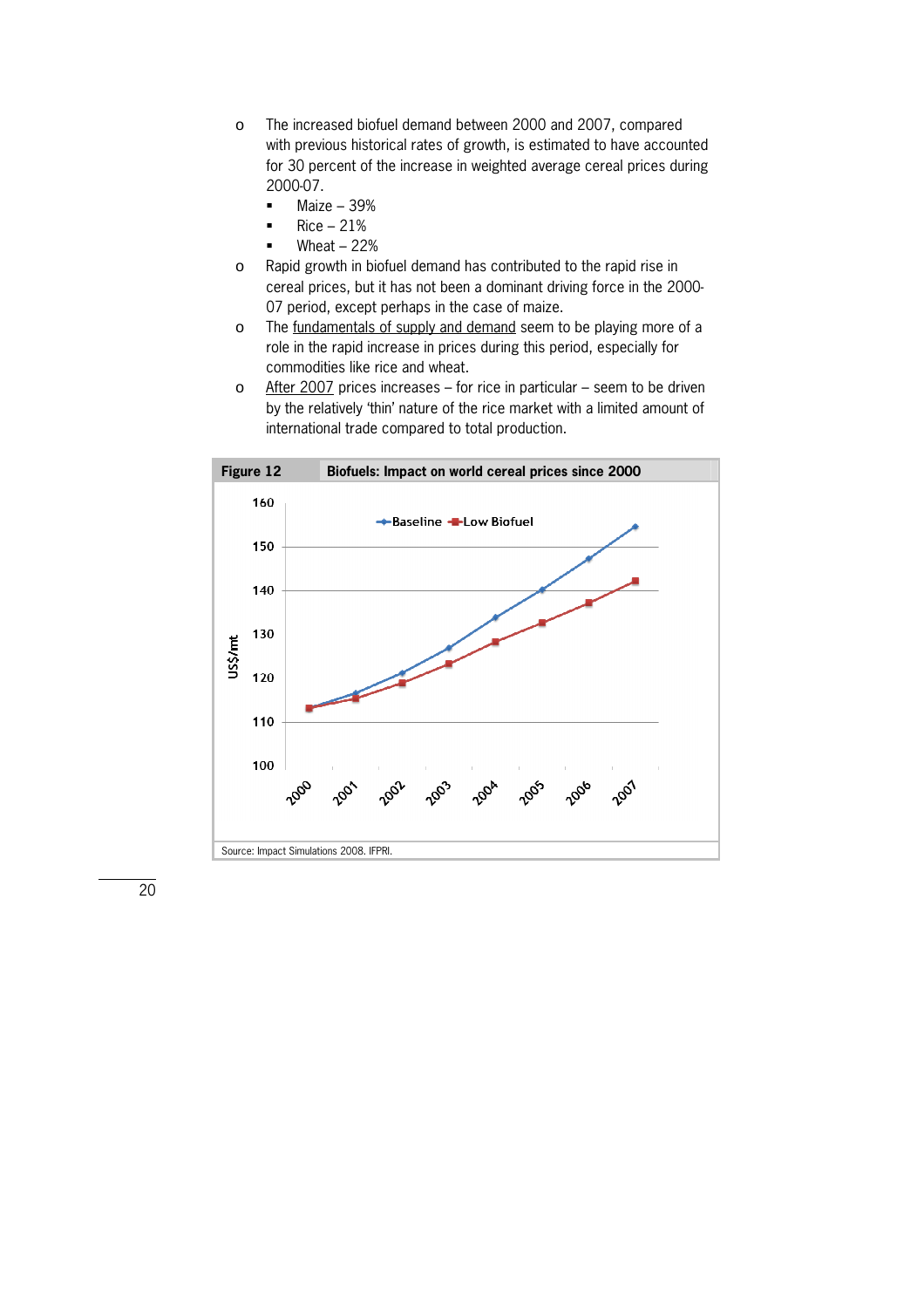- The increased biofuel demand between 2000 and 2007, compared with previous historical rates of growth, is estimated to have accounted for 30 percent of the increase in weighted average cereal prices during 2000-07.
  - Maize – 39%
  - Rice – 21%
  - Wheat – 22%
- Rapid growth in biofuel demand has contributed to the rapid rise in cereal prices, but it has not been a dominant driving force in the 2000-07 period, except perhaps in the case of maize.
- The fundamentals of supply and demand seem to be playing more of a role in the rapid increase in prices during this period, especially for commodities like rice and wheat.
- After 2007 prices increases – for rice in particular – seem to be driven by the relatively 'thin' nature of the rice market with a limited amount of international trade compared to total production.

**Figure 12** **Biofuels: Impact on world cereal prices since 2000**

Source: Impact Simulations 2008. IFPRI.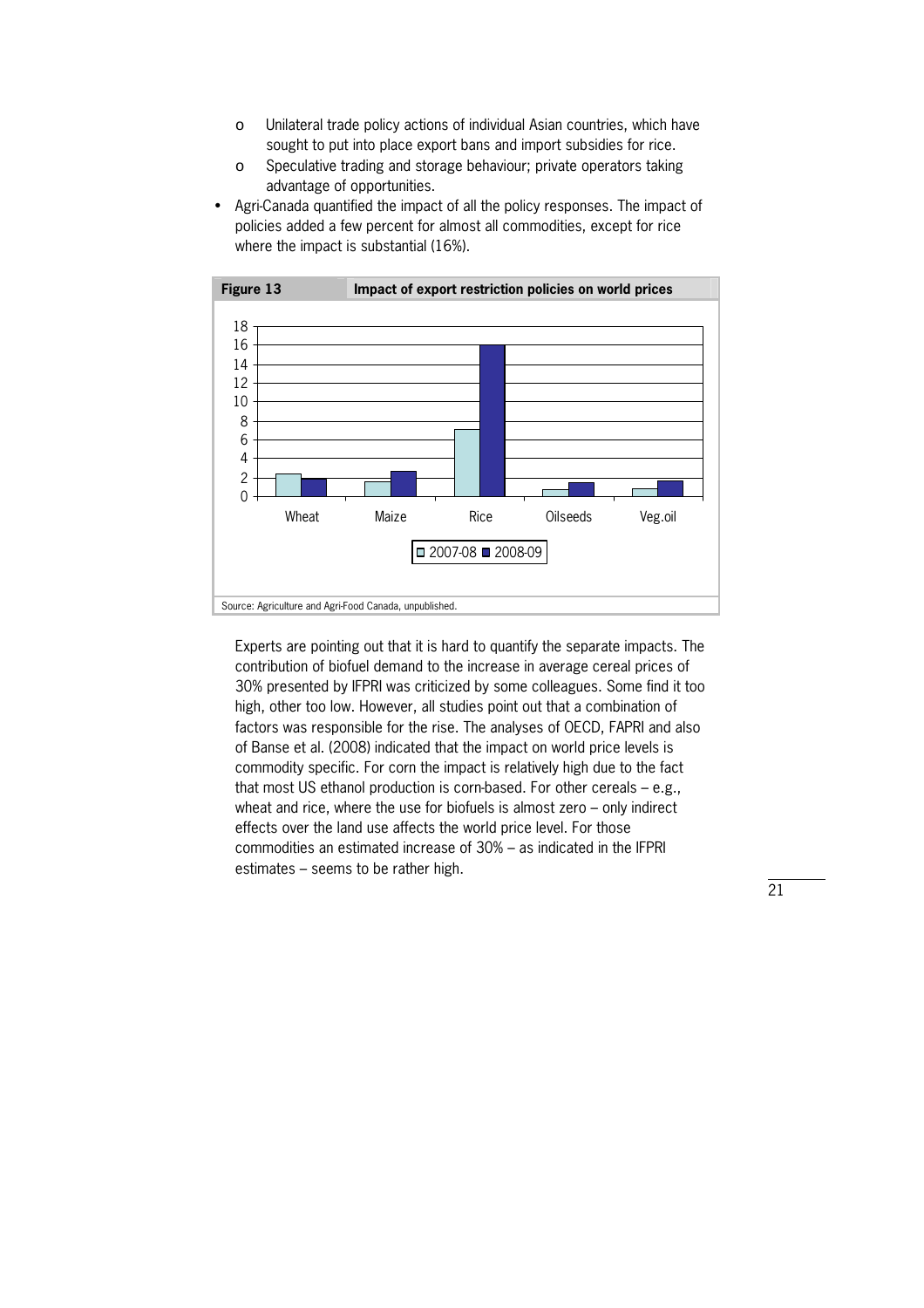- Unilateral trade policy actions of individual Asian countries, which have sought to put into place export bans and import subsidies for rice.
    - Speculative trading and storage behaviour; private operators taking advantage of opportunities.
- Agri-Canada quantified the impact of all the policy responses. The impact of policies added a few percent for almost all commodities, except for rice where the impact is substantial (16%).

**Figure 13** **Impact of export restriction policies on world prices**

Source: Agriculture and Agri-Food Canada, unpublished.

Experts are pointing out that it is hard to quantify the separate impacts. The contribution of biofuel demand to the increase in average cereal prices of 30% presented by IFPRI was criticized by some colleagues. Some find it too high, other too low. However, all studies point out that a combination of factors was responsible for the rise. The analyses of OECD, FAPRI and also of Banse et al. (2008) indicated that the impact on world price levels is commodity specific. For corn the impact is relatively high due to the fact that most US ethanol production is corn-based. For other cereals – e.g., wheat and rice, where the use for biofuels is almost zero – only indirect effects over the land use affects the world price level. For those commodities an estimated increase of 30% – as indicated in the IFPRI estimates – seems to be rather high.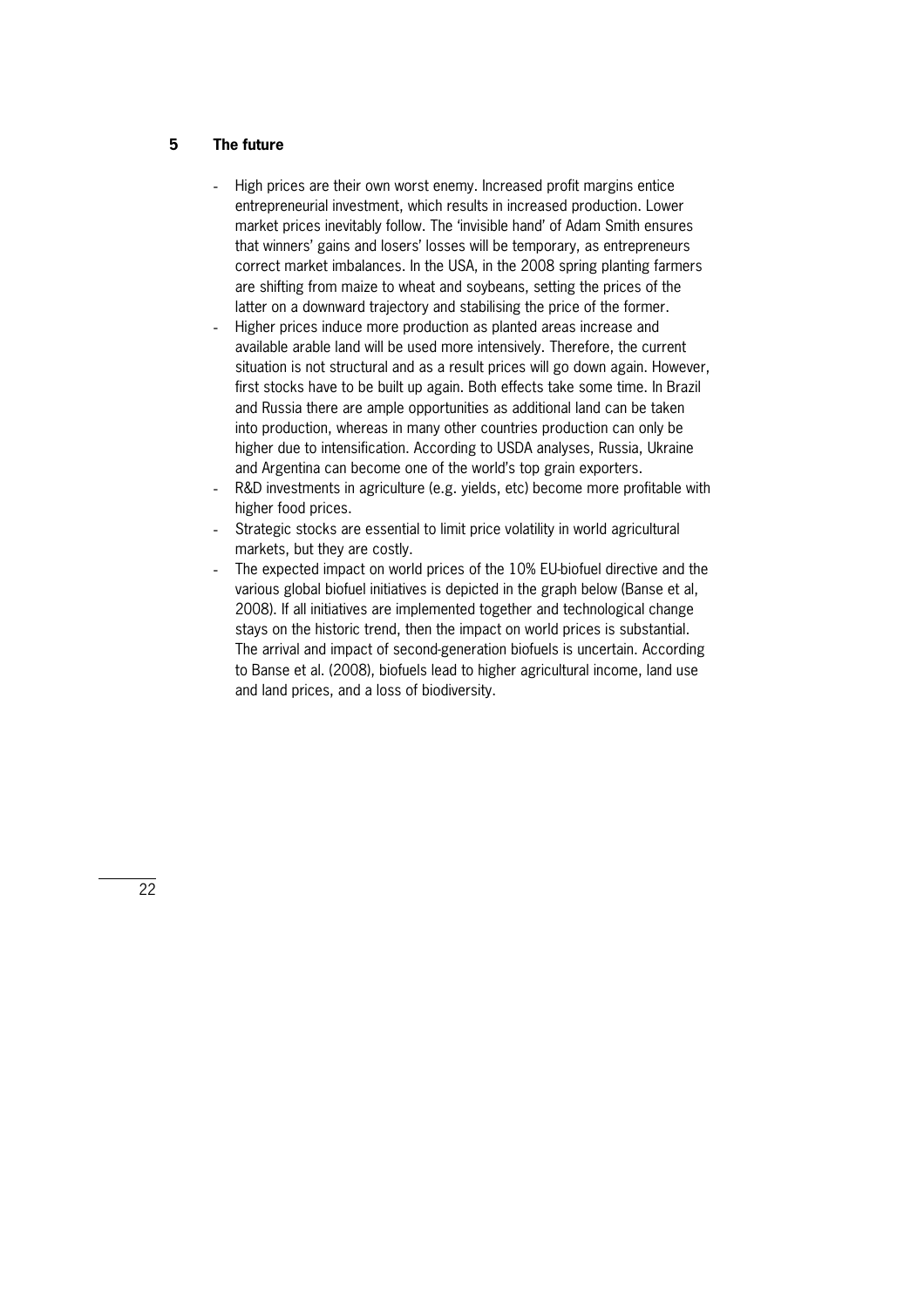## 5 The future

- High prices are their own worst enemy. Increased profit margins entice entrepreneurial investment, which results in increased production. Lower market prices inevitably follow. The 'invisible hand' of Adam Smith ensures that winners' gains and losers' losses will be temporary, as entrepreneurs correct market imbalances. In the USA, in the 2008 spring planting farmers are shifting from maize to wheat and soybeans, setting the prices of the latter on a downward trajectory and stabilising the price of the former.
- Higher prices induce more production as planted areas increase and available arable land will be used more intensively. Therefore, the current situation is not structural and as a result prices will go down again. However, first stocks have to be built up again. Both effects take some time. In Brazil and Russia there are ample opportunities as additional land can be taken into production, whereas in many other countries production can only be higher due to intensification. According to USDA analyses, Russia, Ukraine and Argentina can become one of the world's top grain exporters.
- R&D investments in agriculture (e.g. yields, etc) become more profitable with higher food prices.
- Strategic stocks are essential to limit price volatility in world agricultural markets, but they are costly.
- The expected impact on world prices of the 10% EU-biofuel directive and the various global biofuel initiatives is depicted in the graph below (Banse et al, 2008). If all initiatives are implemented together and technological change stays on the historic trend, then the impact on world prices is substantial. The arrival and impact of second-generation biofuels is uncertain. According to Banse et al. (2008), biofuels lead to higher agricultural income, land use and land prices, and a loss of biodiversity.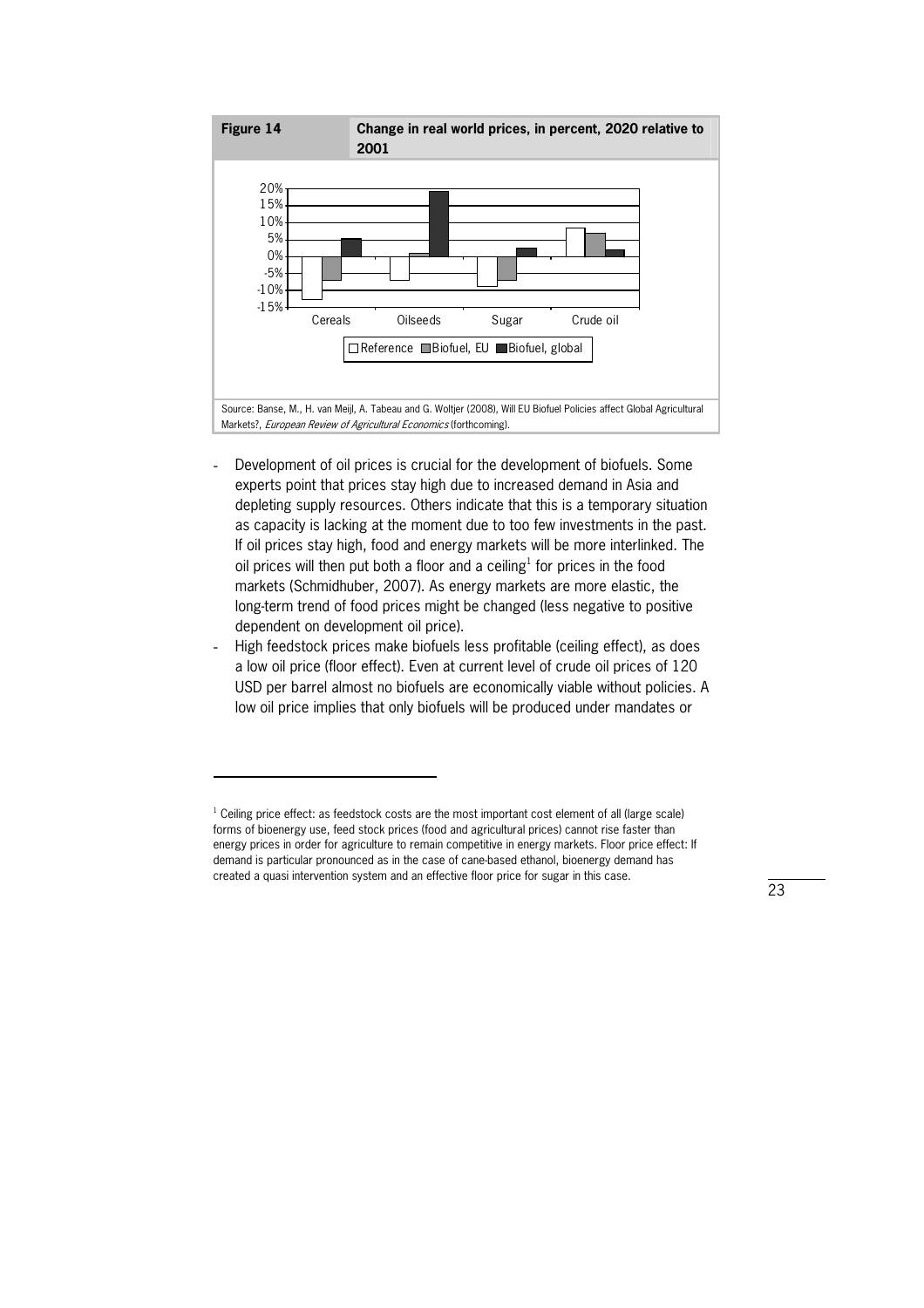**Figure 14** **Change in real world prices, in percent, 2020 relative to 2001**

Source: Banse, M., H. van Meijl, A. Tabeau and G. Woltjer (2008), Will EU Biofuel Policies affect Global Agricultural Markets?, *European Review of Agricultural Economics* (forthcoming).

- Development of oil prices is crucial for the development of biofuels. Some experts point that prices stay high due to increased demand in Asia and depleting supply resources. Others indicate that this is a temporary situation as capacity is lacking at the moment due to too few investments in the past. If oil prices stay high, food and energy markets will be more interlinked. The oil prices will then put both a floor and a ceiling[1] for prices in the food markets (Schmidhuber, 2007). As energy markets are more elastic, the long-term trend of food prices might be changed (less negative to positive dependent on development oil price).
- High feedstock prices make biofuels less profitable (ceiling effect), as does a low oil price (floor effect). Even at current level of crude oil prices of 120 USD per barrel almost no biofuels are economically viable without policies. A low oil price implies that only biofuels will be produced under mandates or

[1] Ceiling price effect: as feedstock costs are the most important cost element of all (large scale) forms of bioenergy use, feed stock prices (food and agricultural prices) cannot rise faster than energy prices in order for agriculture to remain competitive in energy markets. Floor price effect: If demand is particular pronounced as in the case of cane-based ethanol, bioenergy demand has created a quasi intervention system and an effective floor price for sugar in this case.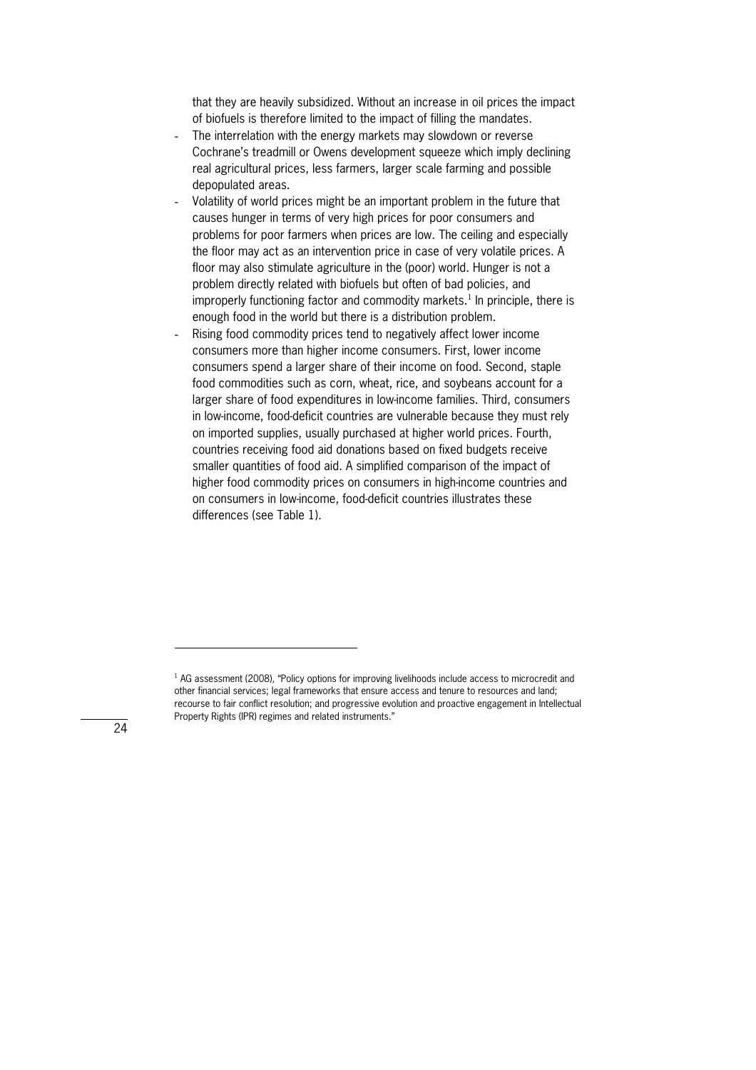that they are heavily subsidized. Without an increase in oil prices the impact of biofuels is therefore limited to the impact of filling the mandates.

- The interrelation with the energy markets may slowdown or reverse Cochrane's treadmill or Owens development squeeze which imply declining real agricultural prices, less farmers, larger scale farming and possible depopulated areas.
- Volatility of world prices might be an important problem in the future that causes hunger in terms of very high prices for poor consumers and problems for poor farmers when prices are low. The ceiling and especially the floor may act as an intervention price in case of very volatile prices. A floor may also stimulate agriculture in the (poor) world. Hunger is not a problem directly related with biofuels but often of bad policies, and improperly functioning factor and commodity markets.[1] In principle, there is enough food in the world but there is a distribution problem.
- Rising food commodity prices tend to negatively affect lower income consumers more than higher income consumers. First, lower income consumers spend a larger share of their income on food. Second, staple food commodities such as corn, wheat, rice, and soybeans account for a larger share of food expenditures in low-income families. Third, consumers in low-income, food-deficit countries are vulnerable because they must rely on imported supplies, usually purchased at higher world prices. Fourth, countries receiving food aid donations based on fixed budgets receive smaller quantities of food aid. A simplified comparison of the impact of higher food commodity prices on consumers in high-income countries and on consumers in low-income, food-deficit countries illustrates these differences (see Table 1).

---

[1] AG assessment (2008), "Policy options for improving livelihoods include access to microcredit and other financial services; legal frameworks that ensure access and tenure to resources and land; recourse to fair conflict resolution; and progressive evolution and proactive engagement in Intellectual Property Rights (IPR) regimes and related instruments."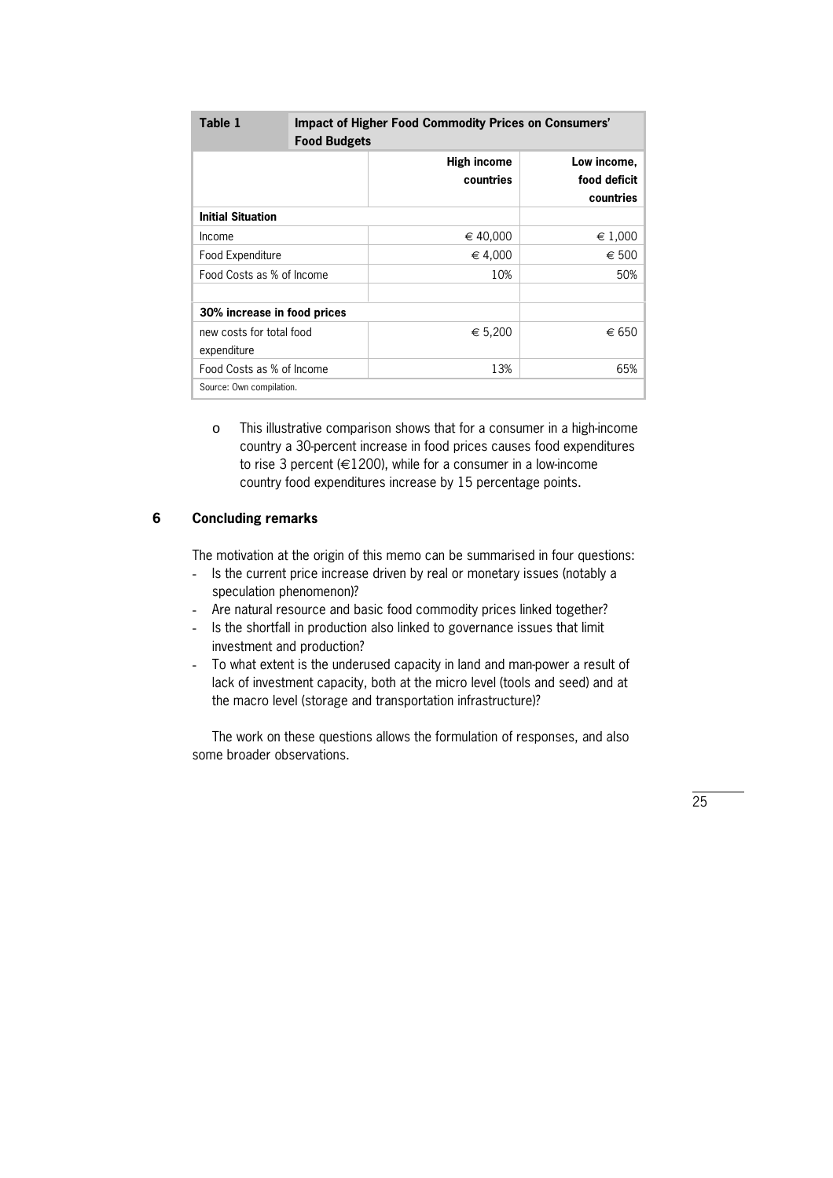| Table 1 | Impact of Higher Food Commodity Prices on Consumers' Food Budgets | |
|---|---|---|
| | **High income countries** | **Low income, food deficit countries** |
| **Initial Situation** | | |
| Income | € 40,000 | € 1,000 |
| Food Expenditure | € 4,000 | € 500 |
| Food Costs as % of Income | 10% | 50% |
| | | |
| **30% increase in food prices** | | |
| new costs for total food expenditure | € 5,200 | € 650 |
| Food Costs as % of Income | 13% | 65% |

Source: Own compilation.

- o This illustrative comparison shows that for a consumer in a high-income country a 30-percent increase in food prices causes food expenditures to rise 3 percent (€1200), while for a consumer in a low-income country food expenditures increase by 15 percentage points.

## 6 Concluding remarks

The motivation at the origin of this memo can be summarised in four questions:

- Is the current price increase driven by real or monetary issues (notably a speculation phenomenon)?
- Are natural resource and basic food commodity prices linked together?
- Is the shortfall in production also linked to governance issues that limit investment and production?
- To what extent is the underused capacity in land and man-power a result of lack of investment capacity, both at the micro level (tools and seed) and at the macro level (storage and transportation infrastructure)?

The work on these questions allows the formulation of responses, and also some broader observations.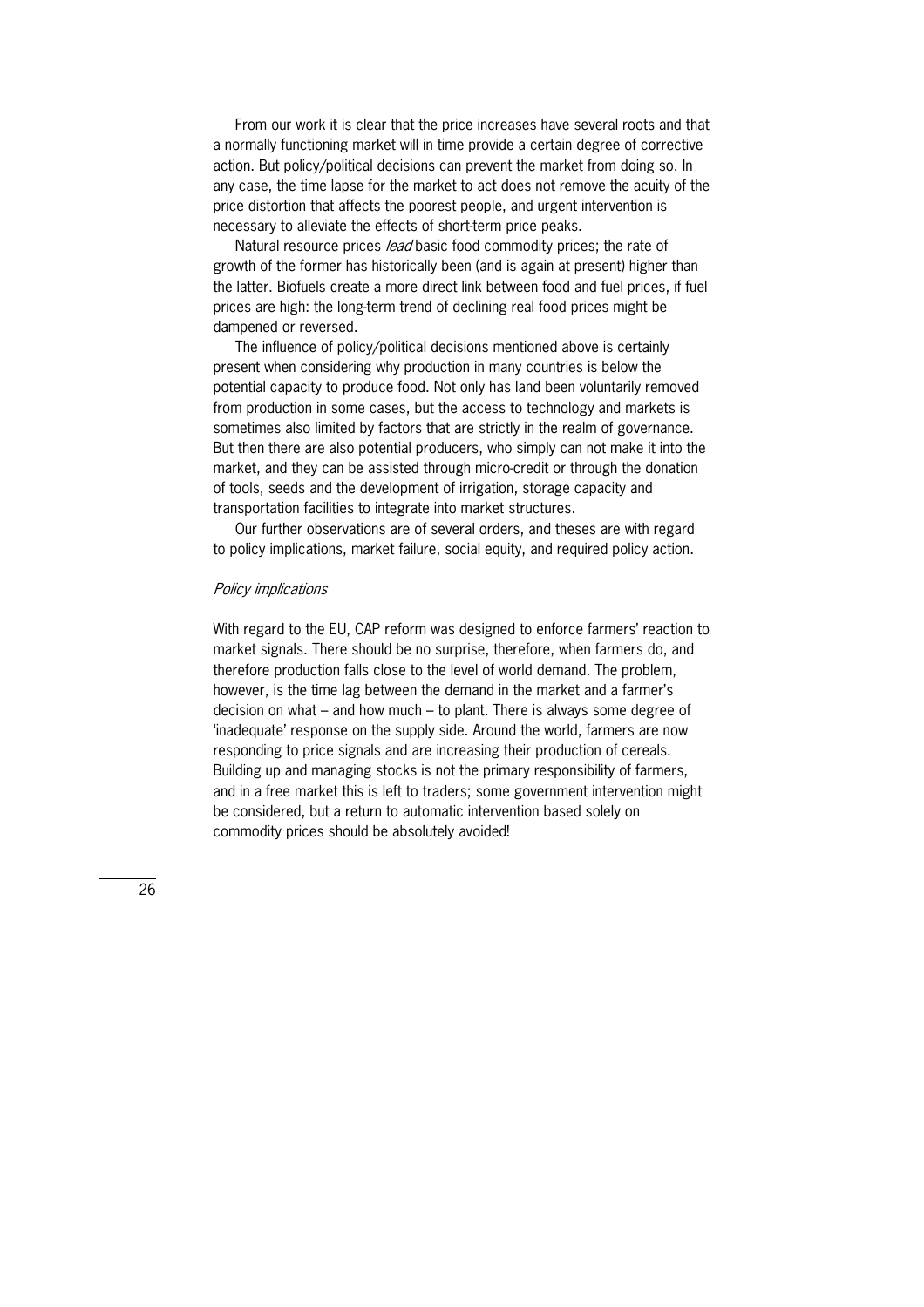From our work it is clear that the price increases have several roots and that a normally functioning market will in time provide a certain degree of corrective action. But policy/political decisions can prevent the market from doing so. In any case, the time lapse for the market to act does not remove the acuity of the price distortion that affects the poorest people, and urgent intervention is necessary to alleviate the effects of short-term price peaks.

Natural resource prices *lead* basic food commodity prices; the rate of growth of the former has historically been (and is again at present) higher than the latter. Biofuels create a more direct link between food and fuel prices, if fuel prices are high: the long-term trend of declining real food prices might be dampened or reversed.

The influence of policy/political decisions mentioned above is certainly present when considering why production in many countries is below the potential capacity to produce food. Not only has land been voluntarily removed from production in some cases, but the access to technology and markets is sometimes also limited by factors that are strictly in the realm of governance. But then there are also potential producers, who simply can not make it into the market, and they can be assisted through micro-credit or through the donation of tools, seeds and the development of irrigation, storage capacity and transportation facilities to integrate into market structures.

Our further observations are of several orders, and theses are with regard to policy implications, market failure, social equity, and required policy action.

*Policy implications*

With regard to the EU, CAP reform was designed to enforce farmers' reaction to market signals. There should be no surprise, therefore, when farmers do, and therefore production falls close to the level of world demand. The problem, however, is the time lag between the demand in the market and a farmer's decision on what – and how much – to plant. There is always some degree of 'inadequate' response on the supply side. Around the world, farmers are now responding to price signals and are increasing their production of cereals. Building up and managing stocks is not the primary responsibility of farmers, and in a free market this is left to traders; some government intervention might be considered, but a return to automatic intervention based solely on commodity prices should be absolutely avoided!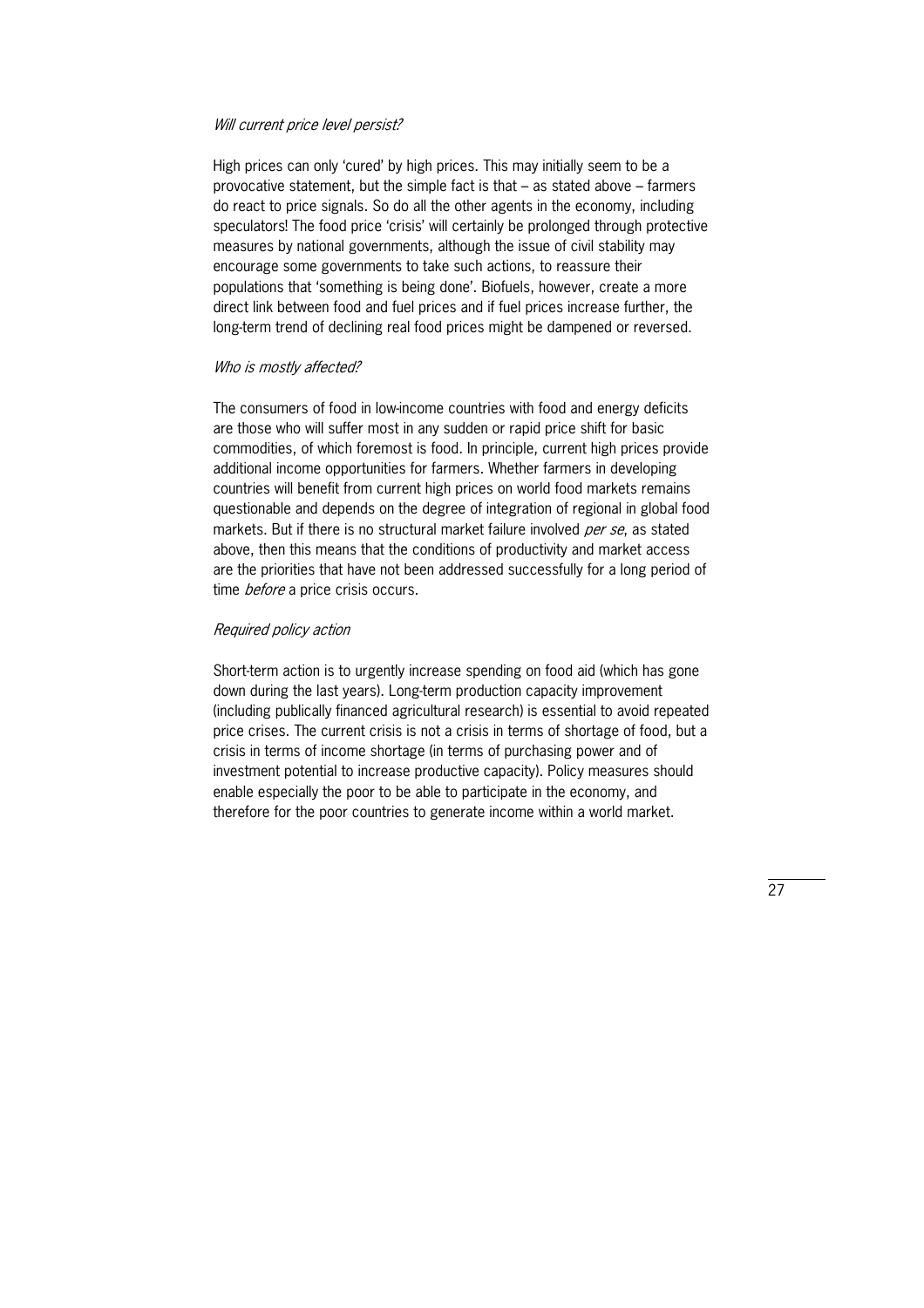*Will current price level persist?*

High prices can only 'cured' by high prices. This may initially seem to be a provocative statement, but the simple fact is that – as stated above – farmers do react to price signals. So do all the other agents in the economy, including speculators! The food price 'crisis' will certainly be prolonged through protective measures by national governments, although the issue of civil stability may encourage some governments to take such actions, to reassure their populations that 'something is being done'. Biofuels, however, create a more direct link between food and fuel prices and if fuel prices increase further, the long-term trend of declining real food prices might be dampened or reversed.

*Who is mostly affected?*

The consumers of food in low-income countries with food and energy deficits are those who will suffer most in any sudden or rapid price shift for basic commodities, of which foremost is food. In principle, current high prices provide additional income opportunities for farmers. Whether farmers in developing countries will benefit from current high prices on world food markets remains questionable and depends on the degree of integration of regional in global food markets. But if there is no structural market failure involved *per se*, as stated above, then this means that the conditions of productivity and market access are the priorities that have not been addressed successfully for a long period of time *before* a price crisis occurs.

*Required policy action*

Short-term action is to urgently increase spending on food aid (which has gone down during the last years). Long-term production capacity improvement (including publically financed agricultural research) is essential to avoid repeated price crises. The current crisis is not a crisis in terms of shortage of food, but a crisis in terms of income shortage (in terms of purchasing power and of investment potential to increase productive capacity). Policy measures should enable especially the poor to be able to participate in the economy, and therefore for the poor countries to generate income within a world market.